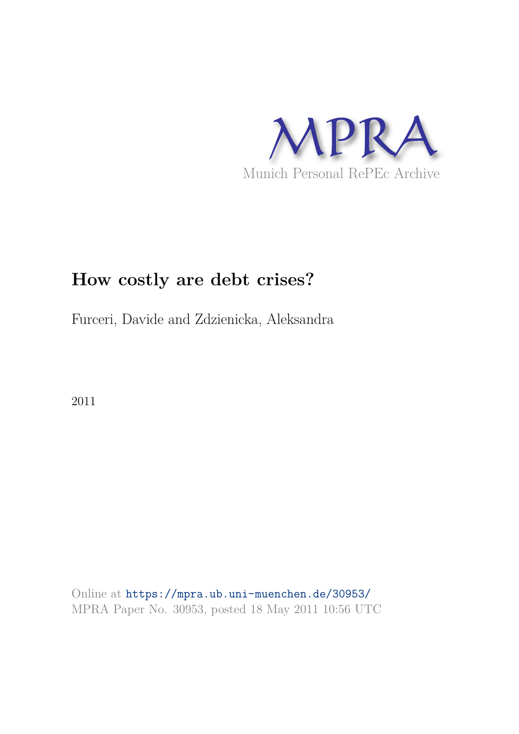MPRA

Munich Personal RePEc Archive

# How costly are debt crises?

Furceri, Davide and Zdzienicka, Aleksandra

2011

Online at https://mpra.ub.uni-muenchen.de/30953/
MPRA Paper No. 30953, posted 18 May 2011 10:56 UTC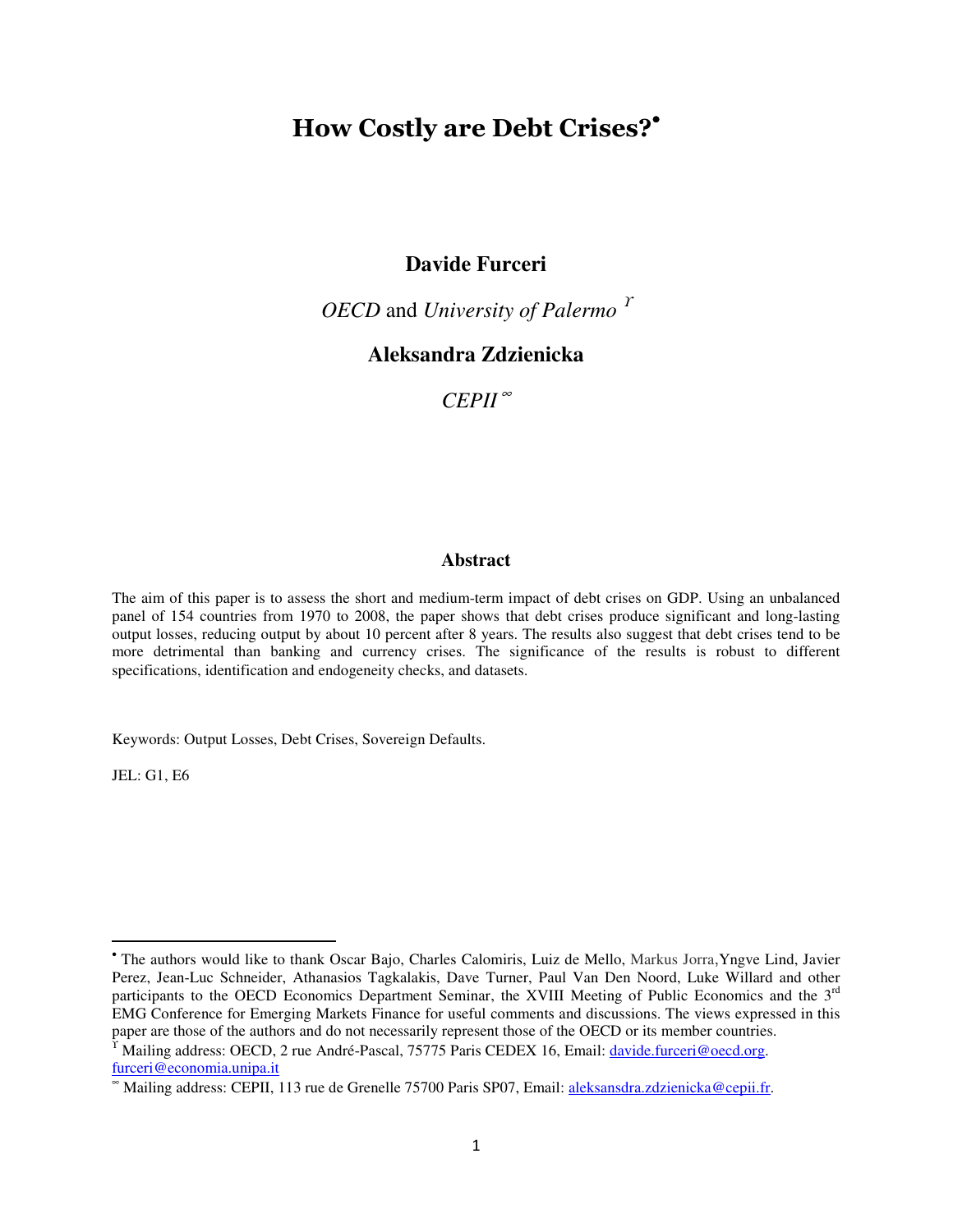# How Costly are Debt Crises?[•]

**Davide Furceri**

*OECD* and *University of Palermo* [ϒ]

**Aleksandra Zdzienicka**

*CEPII* [∞]

### Abstract

The aim of this paper is to assess the short and medium-term impact of debt crises on GDP. Using an unbalanced panel of 154 countries from 1970 to 2008, the paper shows that debt crises produce significant and long-lasting output losses, reducing output by about 10 percent after 8 years. The results also suggest that debt crises tend to be more detrimental than banking and currency crises. The significance of the results is robust to different specifications, identification and endogeneity checks, and datasets.

Keywords: Output Losses, Debt Crises, Sovereign Defaults.

JEL: G1, E6

---

[•] The authors would like to thank Oscar Bajo, Charles Calomiris, Luiz de Mello, Markus Jorra, Yngve Lind, Javier Perez, Jean-Luc Schneider, Athanasios Tagkalakis, Dave Turner, Paul Van Den Noord, Luke Willard and other participants to the OECD Economics Department Seminar, the XVIII Meeting of Public Economics and the 3rd EMG Conference for Emerging Markets Finance for useful comments and discussions. The views expressed in this paper are those of the authors and do not necessarily represent those of the OECD or its member countries.

[ϒ] Mailing address: OECD, 2 rue André-Pascal, 75775 Paris CEDEX 16, Email: davide.furceri@oecd.org. furceri@economia.unipa.it

[∞] Mailing address: CEPII, 113 rue de Grenelle 75700 Paris SP07, Email: aleksansdra.zdzienicka@cepii.fr.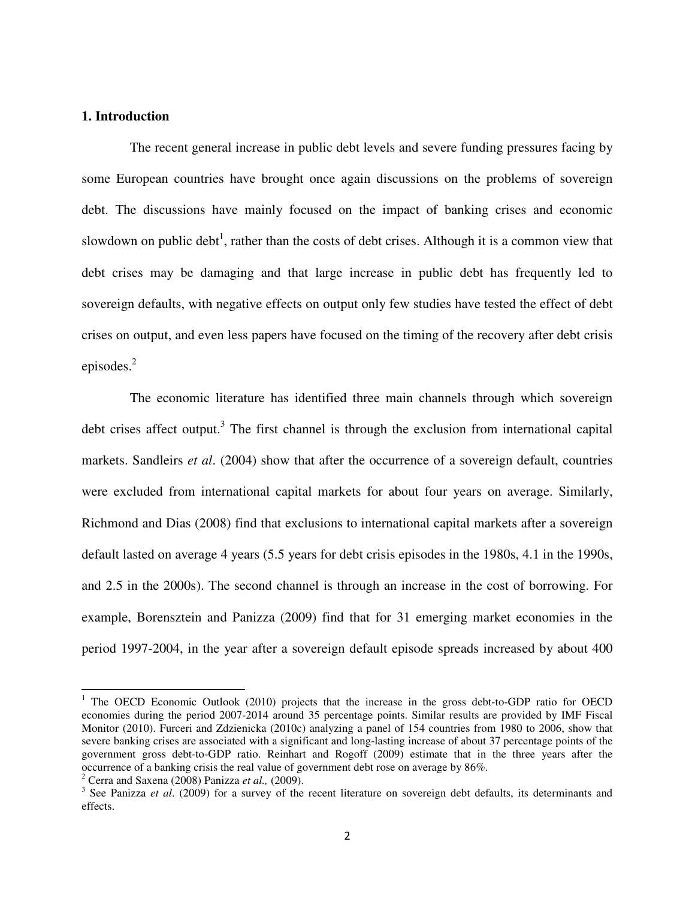## 1. Introduction

The recent general increase in public debt levels and severe funding pressures facing by some European countries have brought once again discussions on the problems of sovereign debt. The discussions have mainly focused on the impact of banking crises and economic slowdown on public debt[1], rather than the costs of debt crises. Although it is a common view that debt crises may be damaging and that large increase in public debt has frequently led to sovereign defaults, with negative effects on output only few studies have tested the effect of debt crises on output, and even less papers have focused on the timing of the recovery after debt crisis episodes.[2]

The economic literature has identified three main channels through which sovereign debt crises affect output.[3] The first channel is through the exclusion from international capital markets. Sandleirs *et al*. (2004) show that after the occurrence of a sovereign default, countries were excluded from international capital markets for about four years on average. Similarly, Richmond and Dias (2008) find that exclusions to international capital markets after a sovereign default lasted on average 4 years (5.5 years for debt crisis episodes in the 1980s, 4.1 in the 1990s, and 2.5 in the 2000s). The second channel is through an increase in the cost of borrowing. For example, Borensztein and Panizza (2009) find that for 31 emerging market economies in the period 1997-2004, in the year after a sovereign default episode spreads increased by about 400

---

[1] The OECD Economic Outlook (2010) projects that the increase in the gross debt-to-GDP ratio for OECD economies during the period 2007-2014 around 35 percentage points. Similar results are provided by IMF Fiscal Monitor (2010). Furceri and Zdzienicka (2010c) analyzing a panel of 154 countries from 1980 to 2006, show that severe banking crises are associated with a significant and long-lasting increase of about 37 percentage points of the government gross debt-to-GDP ratio. Reinhart and Rogoff (2009) estimate that in the three years after the occurrence of a banking crisis the real value of government debt rose on average by 86%.

[2] Cerra and Saxena (2008) Panizza *et al.,* (2009).

[3] See Panizza *et al*. (2009) for a survey of the recent literature on sovereign debt defaults, its determinants and effects.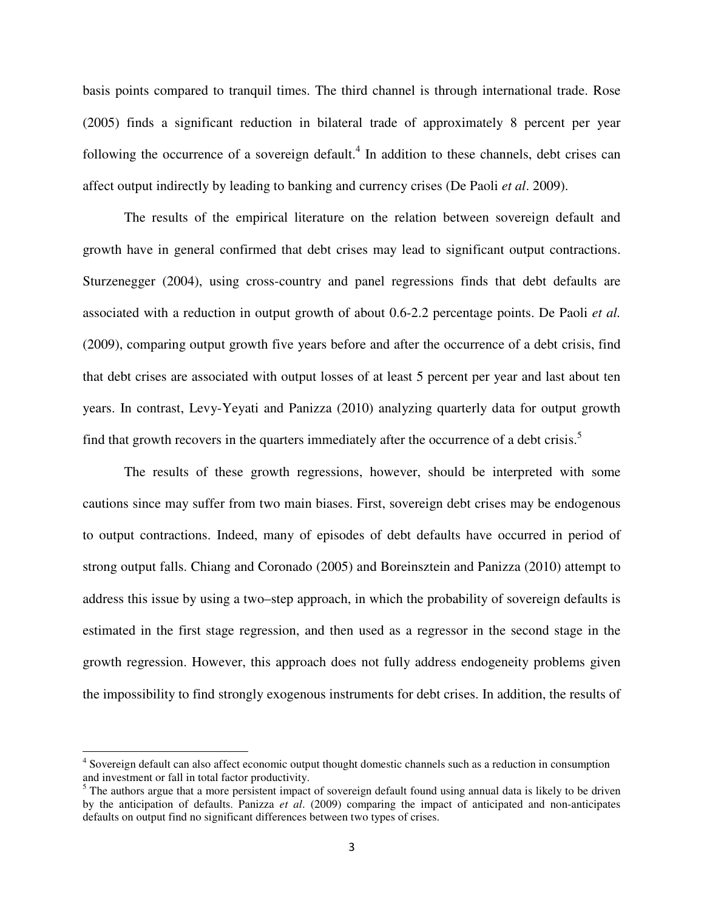basis points compared to tranquil times. The third channel is through international trade. Rose (2005) finds a significant reduction in bilateral trade of approximately 8 percent per year following the occurrence of a sovereign default.[4] In addition to these channels, debt crises can affect output indirectly by leading to banking and currency crises (De Paoli *et al*. 2009).

The results of the empirical literature on the relation between sovereign default and growth have in general confirmed that debt crises may lead to significant output contractions. Sturzenegger (2004), using cross-country and panel regressions finds that debt defaults are associated with a reduction in output growth of about 0.6-2.2 percentage points. De Paoli *et al.* (2009), comparing output growth five years before and after the occurrence of a debt crisis, find that debt crises are associated with output losses of at least 5 percent per year and last about ten years. In contrast, Levy-Yeyati and Panizza (2010) analyzing quarterly data for output growth find that growth recovers in the quarters immediately after the occurrence of a debt crisis.[5]

The results of these growth regressions, however, should be interpreted with some cautions since may suffer from two main biases. First, sovereign debt crises may be endogenous to output contractions. Indeed, many of episodes of debt defaults have occurred in period of strong output falls. Chiang and Coronado (2005) and Boreinsztein and Panizza (2010) attempt to address this issue by using a two–step approach, in which the probability of sovereign defaults is estimated in the first stage regression, and then used as a regressor in the second stage in the growth regression. However, this approach does not fully address endogeneity problems given the impossibility to find strongly exogenous instruments for debt crises. In addition, the results of

---

[4] Sovereign default can also affect economic output thought domestic channels such as a reduction in consumption and investment or fall in total factor productivity.

[5] The authors argue that a more persistent impact of sovereign default found using annual data is likely to be driven by the anticipation of defaults. Panizza *et al*. (2009) comparing the impact of anticipated and non-anticipates defaults on output find no significant differences between two types of crises.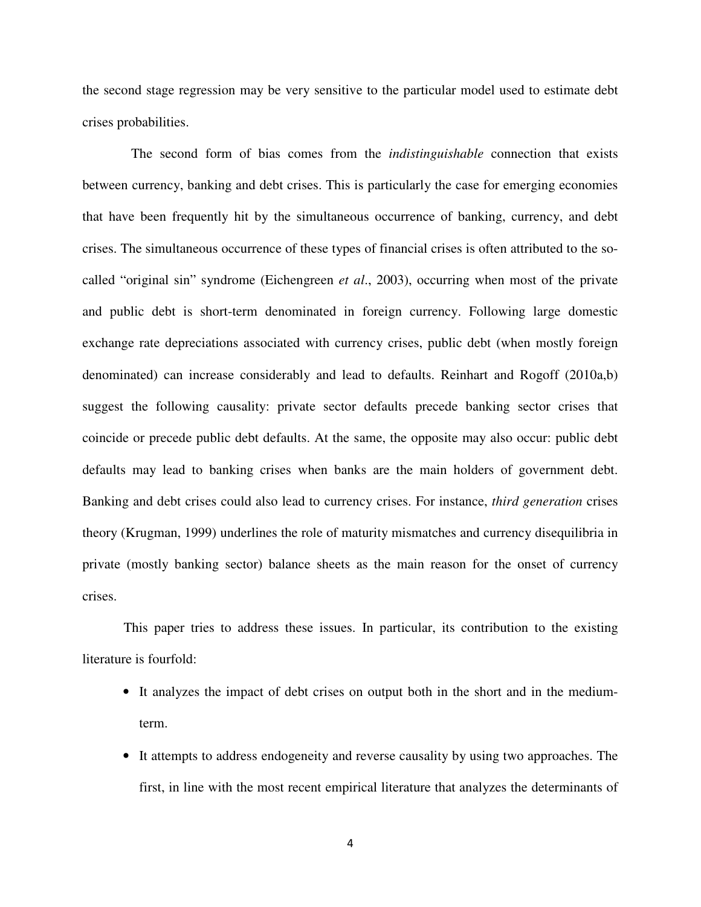the second stage regression may be very sensitive to the particular model used to estimate debt crises probabilities.

The second form of bias comes from the *indistinguishable* connection that exists between currency, banking and debt crises. This is particularly the case for emerging economies that have been frequently hit by the simultaneous occurrence of banking, currency, and debt crises. The simultaneous occurrence of these types of financial crises is often attributed to the so-called "original sin" syndrome (Eichengreen *et al*., 2003), occurring when most of the private and public debt is short-term denominated in foreign currency. Following large domestic exchange rate depreciations associated with currency crises, public debt (when mostly foreign denominated) can increase considerably and lead to defaults. Reinhart and Rogoff (2010a,b) suggest the following causality: private sector defaults precede banking sector crises that coincide or precede public debt defaults. At the same, the opposite may also occur: public debt defaults may lead to banking crises when banks are the main holders of government debt. Banking and debt crises could also lead to currency crises. For instance, *third generation* crises theory (Krugman, 1999) underlines the role of maturity mismatches and currency disequilibria in private (mostly banking sector) balance sheets as the main reason for the onset of currency crises.

This paper tries to address these issues. In particular, its contribution to the existing literature is fourfold:

- It analyzes the impact of debt crises on output both in the short and in the medium-term.
- It attempts to address endogeneity and reverse causality by using two approaches. The first, in line with the most recent empirical literature that analyzes the determinants of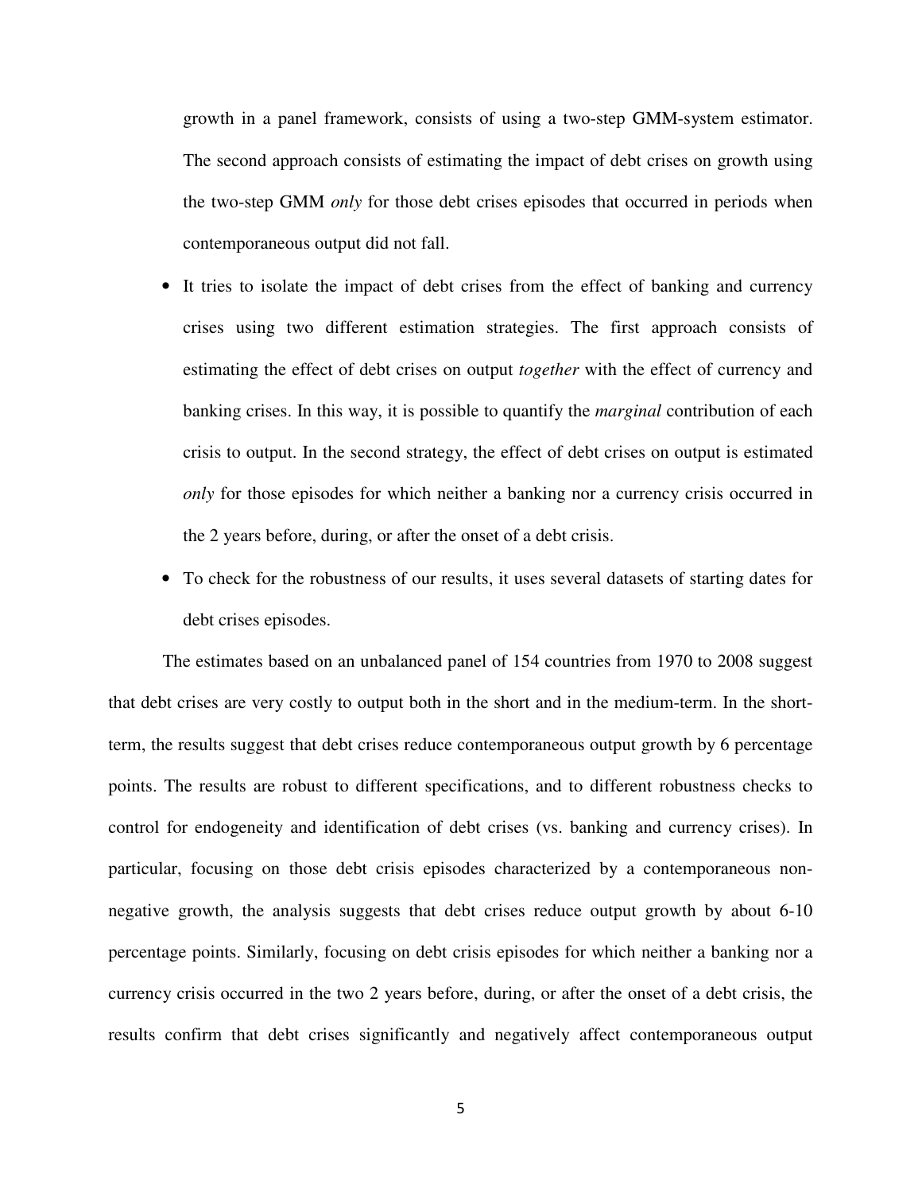growth in a panel framework, consists of using a two-step GMM-system estimator. The second approach consists of estimating the impact of debt crises on growth using the two-step GMM *only* for those debt crises episodes that occurred in periods when contemporaneous output did not fall.

- It tries to isolate the impact of debt crises from the effect of banking and currency crises using two different estimation strategies. The first approach consists of estimating the effect of debt crises on output *together* with the effect of currency and banking crises. In this way, it is possible to quantify the *marginal* contribution of each crisis to output. In the second strategy, the effect of debt crises on output is estimated *only* for those episodes for which neither a banking nor a currency crisis occurred in the 2 years before, during, or after the onset of a debt crisis.
- To check for the robustness of our results, it uses several datasets of starting dates for debt crises episodes.

The estimates based on an unbalanced panel of 154 countries from 1970 to 2008 suggest that debt crises are very costly to output both in the short and in the medium-term. In the short-term, the results suggest that debt crises reduce contemporaneous output growth by 6 percentage points. The results are robust to different specifications, and to different robustness checks to control for endogeneity and identification of debt crises (vs. banking and currency crises). In particular, focusing on those debt crisis episodes characterized by a contemporaneous non-negative growth, the analysis suggests that debt crises reduce output growth by about 6-10 percentage points. Similarly, focusing on debt crisis episodes for which neither a banking nor a currency crisis occurred in the two 2 years before, during, or after the onset of a debt crisis, the results confirm that debt crises significantly and negatively affect contemporaneous output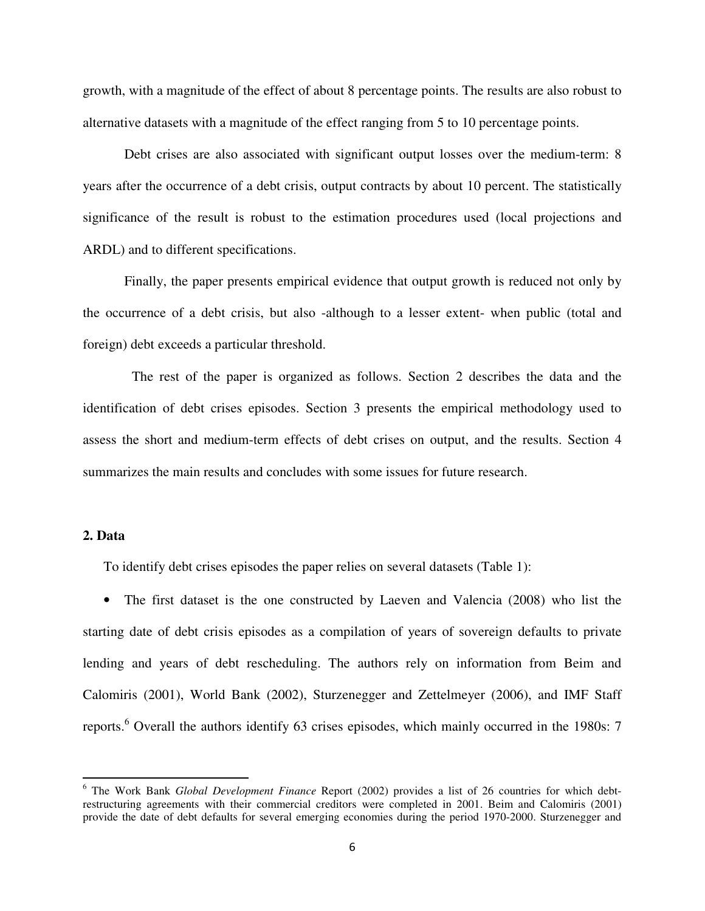growth, with a magnitude of the effect of about 8 percentage points. The results are also robust to alternative datasets with a magnitude of the effect ranging from 5 to 10 percentage points.

Debt crises are also associated with significant output losses over the medium-term: 8 years after the occurrence of a debt crisis, output contracts by about 10 percent. The statistically significance of the result is robust to the estimation procedures used (local projections and ARDL) and to different specifications.

Finally, the paper presents empirical evidence that output growth is reduced not only by the occurrence of a debt crisis, but also -although to a lesser extent- when public (total and foreign) debt exceeds a particular threshold.

The rest of the paper is organized as follows. Section 2 describes the data and the identification of debt crises episodes. Section 3 presents the empirical methodology used to assess the short and medium-term effects of debt crises on output, and the results. Section 4 summarizes the main results and concludes with some issues for future research.

## 2. Data

To identify debt crises episodes the paper relies on several datasets (Table 1):

- The first dataset is the one constructed by Laeven and Valencia (2008) who list the starting date of debt crisis episodes as a compilation of years of sovereign defaults to private lending and years of debt rescheduling. The authors rely on information from Beim and Calomiris (2001), World Bank (2002), Sturzenegger and Zettelmeyer (2006), and IMF Staff reports.[6] Overall the authors identify 63 crises episodes, which mainly occurred in the 1980s: 7

[6] The Work Bank *Global Development Finance* Report (2002) provides a list of 26 countries for which debt-restructuring agreements with their commercial creditors were completed in 2001. Beim and Calomiris (2001) provide the date of debt defaults for several emerging economies during the period 1970-2000. Sturzenegger and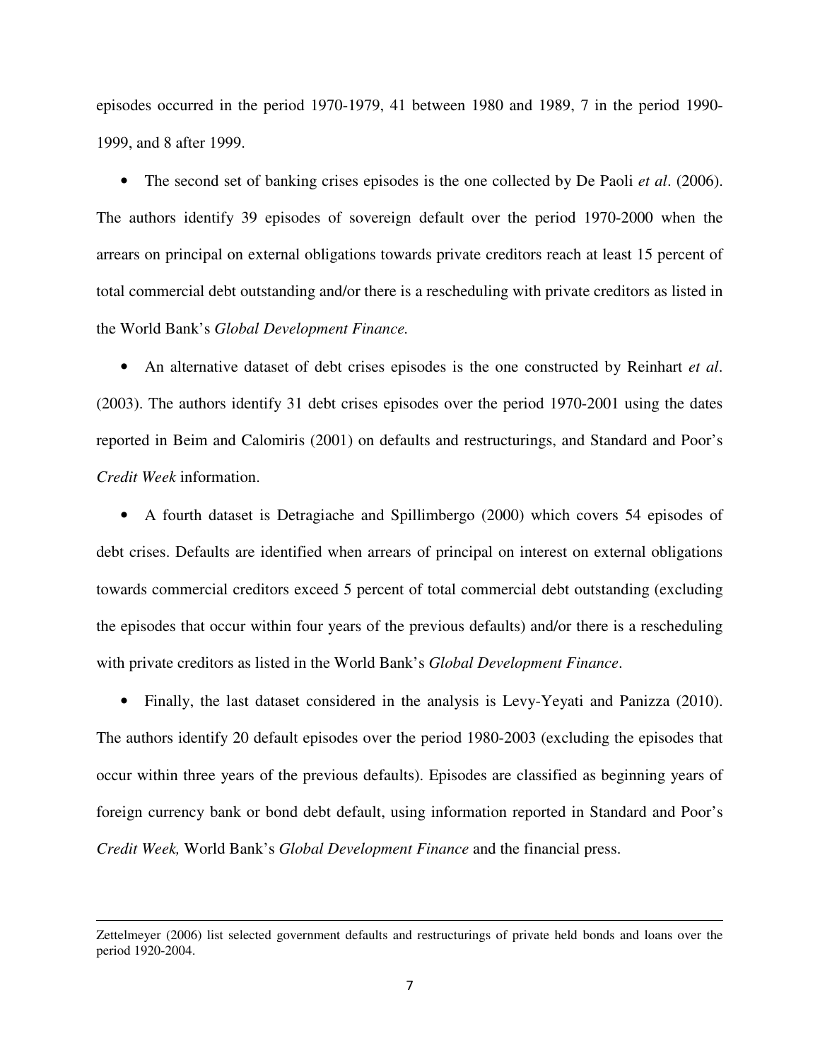episodes occurred in the period 1970-1979, 41 between 1980 and 1989, 7 in the period 1990-1999, and 8 after 1999.

- The second set of banking crises episodes is the one collected by De Paoli *et al*. (2006). The authors identify 39 episodes of sovereign default over the period 1970-2000 when the arrears on principal on external obligations towards private creditors reach at least 15 percent of total commercial debt outstanding and/or there is a rescheduling with private creditors as listed in the World Bank's *Global Development Finance.*

- An alternative dataset of debt crises episodes is the one constructed by Reinhart *et al*. (2003). The authors identify 31 debt crises episodes over the period 1970-2001 using the dates reported in Beim and Calomiris (2001) on defaults and restructurings, and Standard and Poor's *Credit Week* information.

- A fourth dataset is Detragiache and Spillimbergo (2000) which covers 54 episodes of debt crises. Defaults are identified when arrears of principal on interest on external obligations towards commercial creditors exceed 5 percent of total commercial debt outstanding (excluding the episodes that occur within four years of the previous defaults) and/or there is a rescheduling with private creditors as listed in the World Bank's *Global Development Finance*.

- Finally, the last dataset considered in the analysis is Levy-Yeyati and Panizza (2010). The authors identify 20 default episodes over the period 1980-2003 (excluding the episodes that occur within three years of the previous defaults). Episodes are classified as beginning years of foreign currency bank or bond debt default, using information reported in Standard and Poor's *Credit Week,* World Bank's *Global Development Finance* and the financial press.

---

Zettelmeyer (2006) list selected government defaults and restructurings of private held bonds and loans over the period 1920-2004.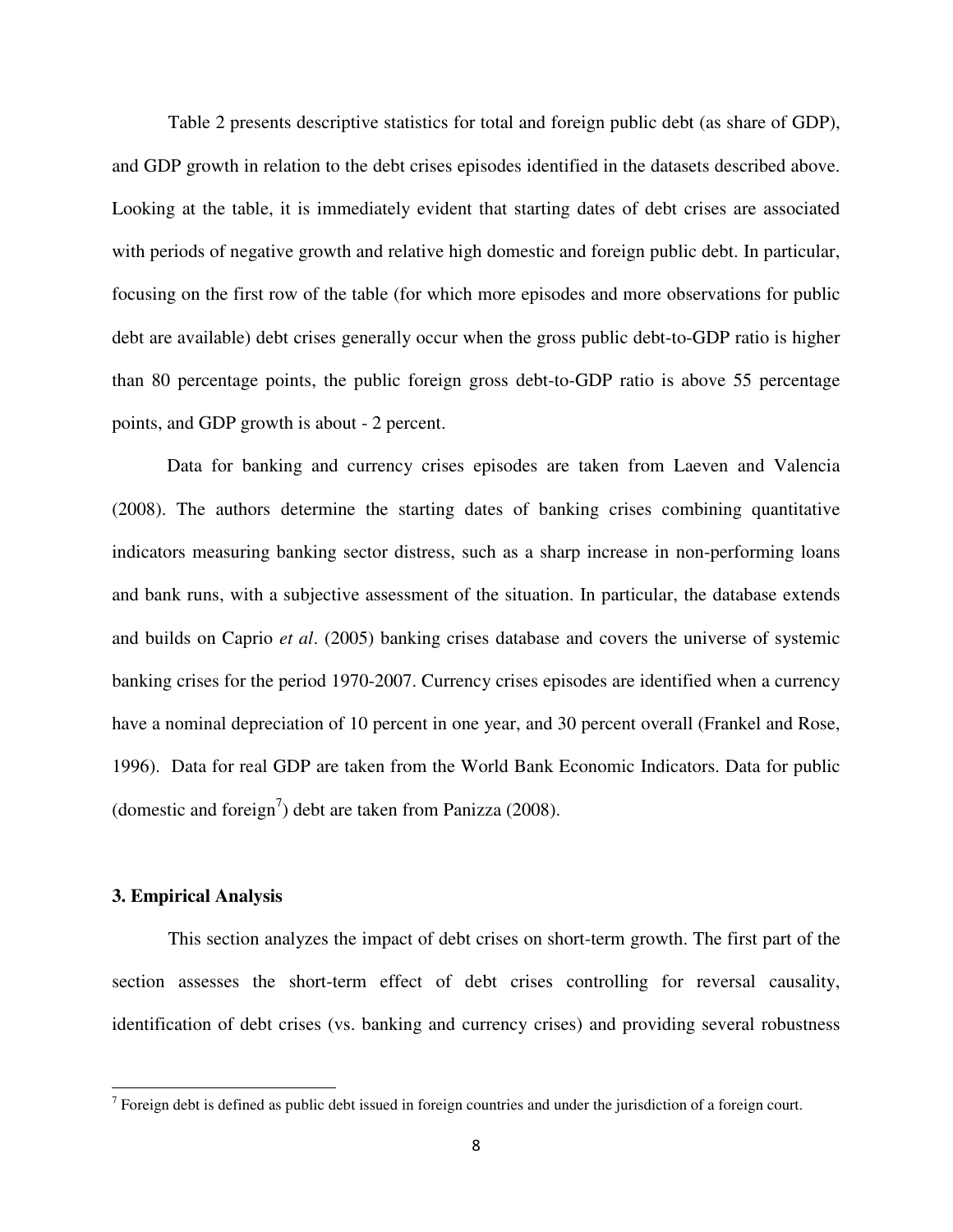Table 2 presents descriptive statistics for total and foreign public debt (as share of GDP), and GDP growth in relation to the debt crises episodes identified in the datasets described above. Looking at the table, it is immediately evident that starting dates of debt crises are associated with periods of negative growth and relative high domestic and foreign public debt. In particular, focusing on the first row of the table (for which more episodes and more observations for public debt are available) debt crises generally occur when the gross public debt-to-GDP ratio is higher than 80 percentage points, the public foreign gross debt-to-GDP ratio is above 55 percentage points, and GDP growth is about - 2 percent.

Data for banking and currency crises episodes are taken from Laeven and Valencia (2008). The authors determine the starting dates of banking crises combining quantitative indicators measuring banking sector distress, such as a sharp increase in non-performing loans and bank runs, with a subjective assessment of the situation. In particular, the database extends and builds on Caprio *et al*. (2005) banking crises database and covers the universe of systemic banking crises for the period 1970-2007. Currency crises episodes are identified when a currency have a nominal depreciation of 10 percent in one year, and 30 percent overall (Frankel and Rose, 1996). Data for real GDP are taken from the World Bank Economic Indicators. Data for public (domestic and foreign[7]) debt are taken from Panizza (2008).

### 3. Empirical Analysis

This section analyzes the impact of debt crises on short-term growth. The first part of the section assesses the short-term effect of debt crises controlling for reversal causality, identification of debt crises (vs. banking and currency crises) and providing several robustness

[7] Foreign debt is defined as public debt issued in foreign countries and under the jurisdiction of a foreign court.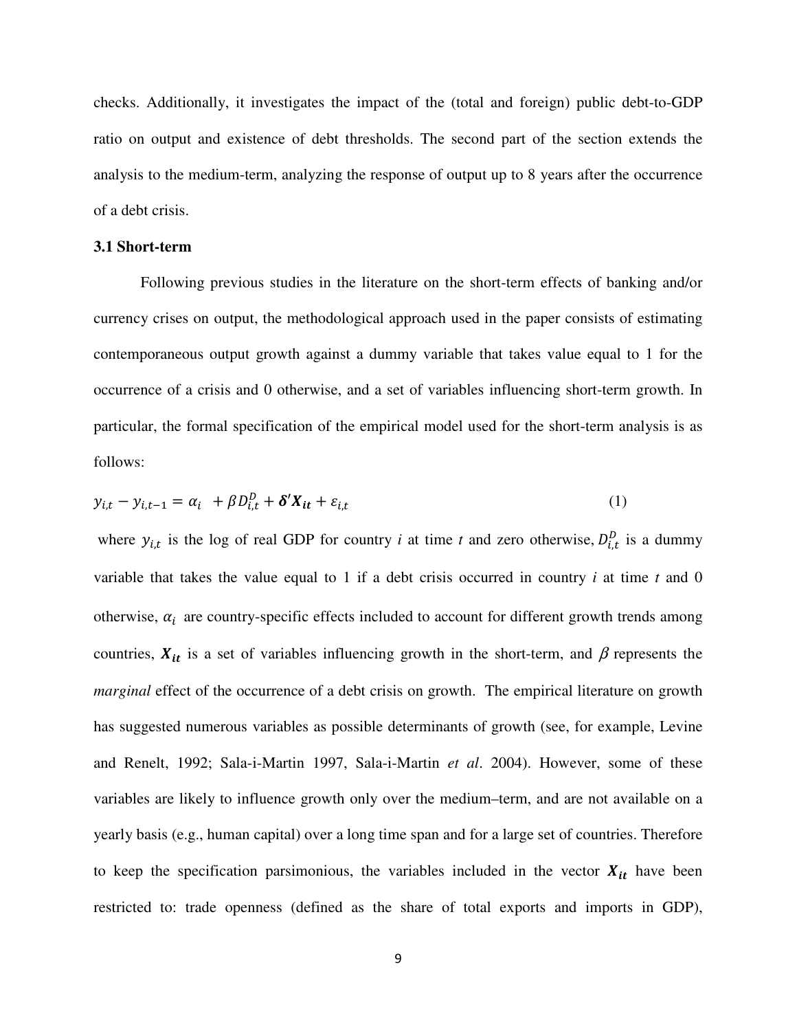checks. Additionally, it investigates the impact of the (total and foreign) public debt-to-GDP ratio on output and existence of debt thresholds. The second part of the section extends the analysis to the medium-term, analyzing the response of output up to 8 years after the occurrence of a debt crisis.

### 3.1 Short-term

Following previous studies in the literature on the short-term effects of banking and/or currency crises on output, the methodological approach used in the paper consists of estimating contemporaneous output growth against a dummy variable that takes value equal to 1 for the occurrence of a crisis and 0 otherwise, and a set of variables influencing short-term growth. In particular, the formal specification of the empirical model used for the short-term analysis is as follows:

$$y_{i,t} - y_{i,t-1} = \alpha_i \ + \beta D_{i,t}^{D} + \boldsymbol{\delta}'\boldsymbol{X_{it}} + \varepsilon_{i,t} \qquad (1)$$

where $y_{i,t}$ is the log of real GDP for country *i* at time *t* and zero otherwise, $D_{i,t}^{D}$ is a dummy variable that takes the value equal to 1 if a debt crisis occurred in country *i* at time *t* and 0 otherwise, $\alpha_i$ are country-specific effects included to account for different growth trends among countries, $\boldsymbol{X_{it}}$ is a set of variables influencing growth in the short-term, and $\beta$ represents the *marginal* effect of the occurrence of a debt crisis on growth. The empirical literature on growth has suggested numerous variables as possible determinants of growth (see, for example, Levine and Renelt, 1992; Sala-i-Martin 1997, Sala-i-Martin *et al*. 2004). However, some of these variables are likely to influence growth only over the medium–term, and are not available on a yearly basis (e.g., human capital) over a long time span and for a large set of countries. Therefore to keep the specification parsimonious, the variables included in the vector $\boldsymbol{X_{it}}$ have been restricted to: trade openness (defined as the share of total exports and imports in GDP),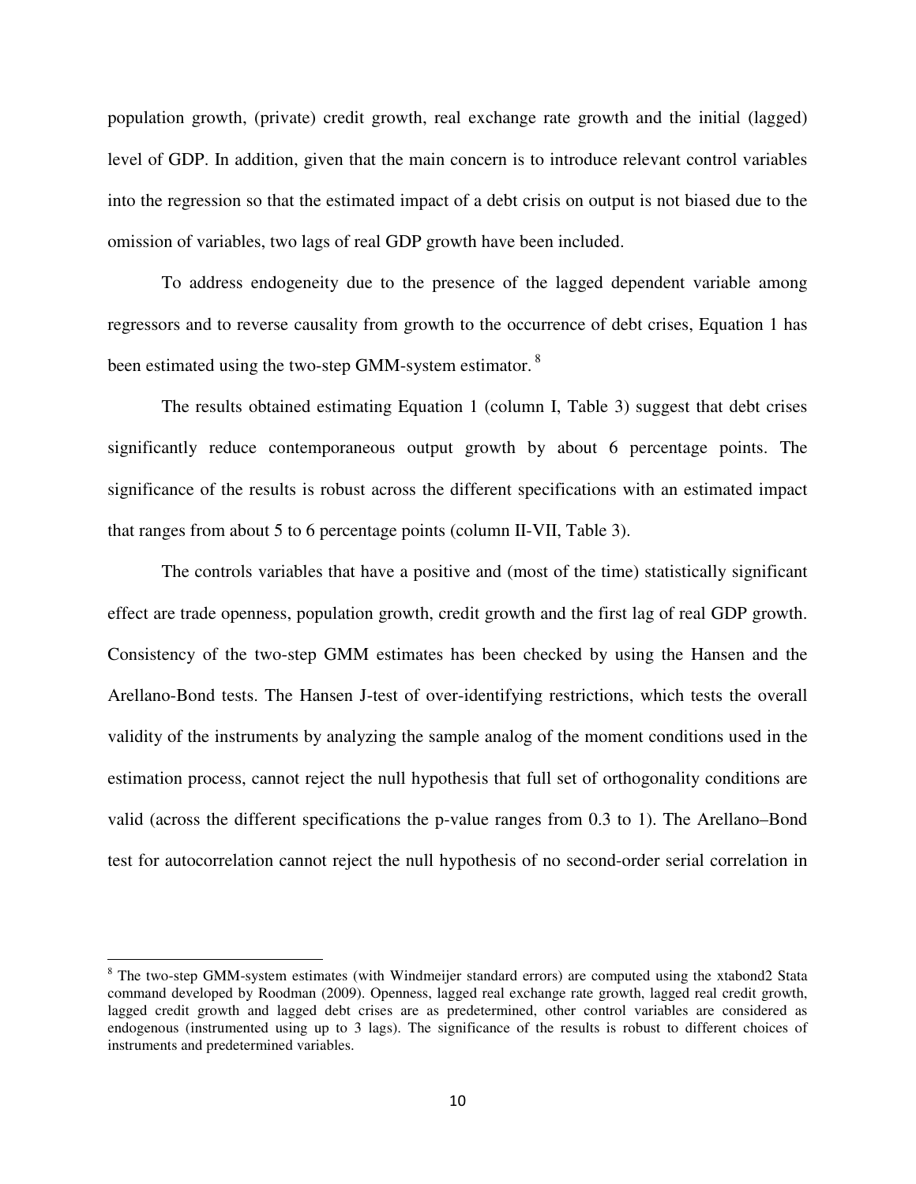population growth, (private) credit growth, real exchange rate growth and the initial (lagged) level of GDP. In addition, given that the main concern is to introduce relevant control variables into the regression so that the estimated impact of a debt crisis on output is not biased due to the omission of variables, two lags of real GDP growth have been included.

To address endogeneity due to the presence of the lagged dependent variable among regressors and to reverse causality from growth to the occurrence of debt crises, Equation 1 has been estimated using the two-step GMM-system estimator.[8]

The results obtained estimating Equation 1 (column I, Table 3) suggest that debt crises significantly reduce contemporaneous output growth by about 6 percentage points. The significance of the results is robust across the different specifications with an estimated impact that ranges from about 5 to 6 percentage points (column II-VII, Table 3).

The controls variables that have a positive and (most of the time) statistically significant effect are trade openness, population growth, credit growth and the first lag of real GDP growth. Consistency of the two-step GMM estimates has been checked by using the Hansen and the Arellano-Bond tests. The Hansen J-test of over-identifying restrictions, which tests the overall validity of the instruments by analyzing the sample analog of the moment conditions used in the estimation process, cannot reject the null hypothesis that full set of orthogonality conditions are valid (across the different specifications the p-value ranges from 0.3 to 1). The Arellano–Bond test for autocorrelation cannot reject the null hypothesis of no second-order serial correlation in

[8] The two-step GMM-system estimates (with Windmeijer standard errors) are computed using the xtabond2 Stata command developed by Roodman (2009). Openness, lagged real exchange rate growth, lagged real credit growth, lagged credit growth and lagged debt crises are as predetermined, other control variables are considered as endogenous (instrumented using up to 3 lags). The significance of the results is robust to different choices of instruments and predetermined variables.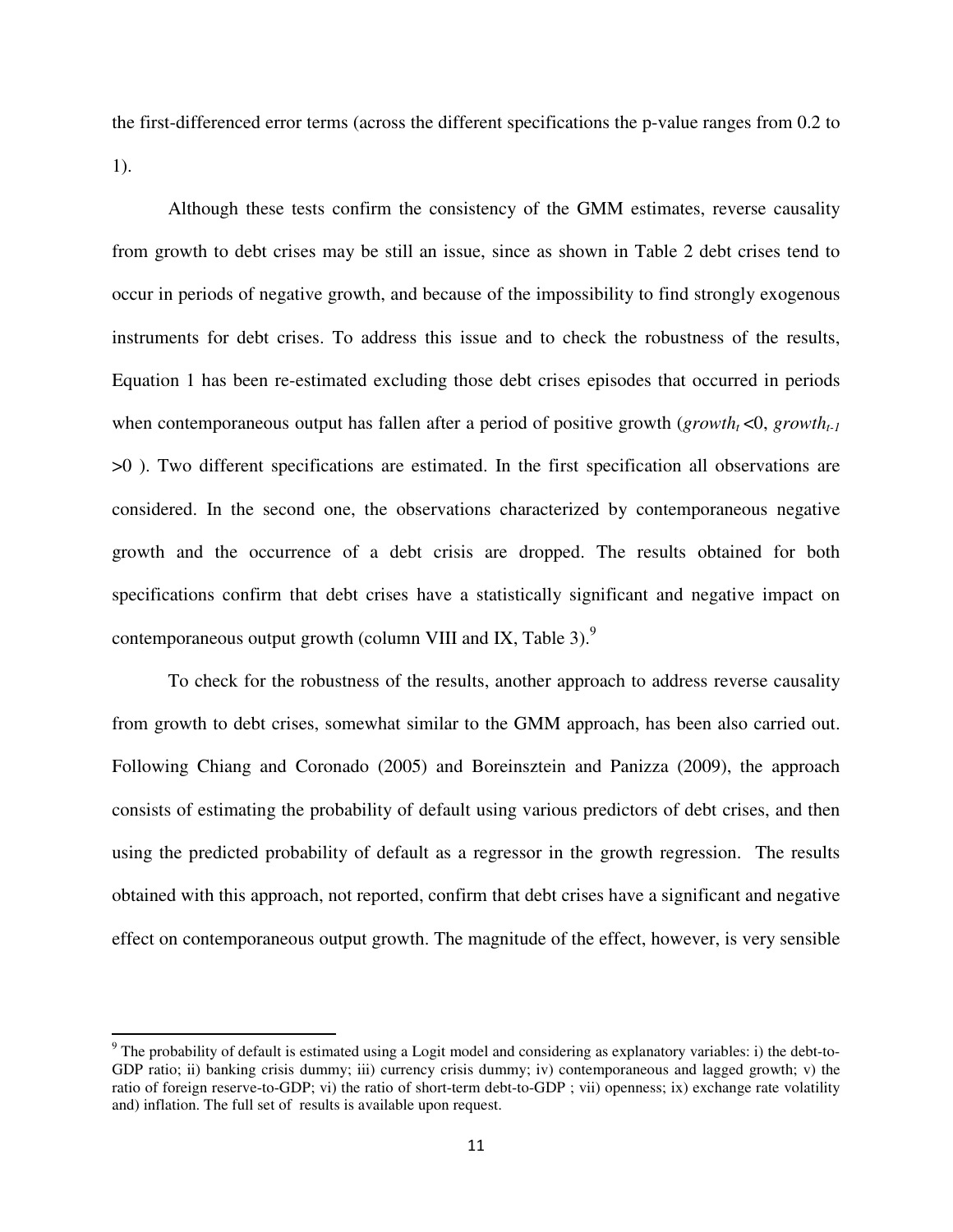the first-differenced error terms (across the different specifications the p-value ranges from 0.2 to 1).

Although these tests confirm the consistency of the GMM estimates, reverse causality from growth to debt crises may be still an issue, since as shown in Table 2 debt crises tend to occur in periods of negative growth, and because of the impossibility to find strongly exogenous instruments for debt crises. To address this issue and to check the robustness of the results, Equation 1 has been re-estimated excluding those debt crises episodes that occurred in periods when contemporaneous output has fallen after a period of positive growth ($growth_t$ <0, $growth_{t-1}$ >0 ). Two different specifications are estimated. In the first specification all observations are considered. In the second one, the observations characterized by contemporaneous negative growth and the occurrence of a debt crisis are dropped. The results obtained for both specifications confirm that debt crises have a statistically significant and negative impact on contemporaneous output growth (column VIII and IX, Table 3).[9]

To check for the robustness of the results, another approach to address reverse causality from growth to debt crises, somewhat similar to the GMM approach, has been also carried out. Following Chiang and Coronado (2005) and Boreinsztein and Panizza (2009), the approach consists of estimating the probability of default using various predictors of debt crises, and then using the predicted probability of default as a regressor in the growth regression. The results obtained with this approach, not reported, confirm that debt crises have a significant and negative effect on contemporaneous output growth. The magnitude of the effect, however, is very sensible

---

[9] The probability of default is estimated using a Logit model and considering as explanatory variables: i) the debt-to-GDP ratio; ii) banking crisis dummy; iii) currency crisis dummy; iv) contemporaneous and lagged growth; v) the ratio of foreign reserve-to-GDP; vi) the ratio of short-term debt-to-GDP ; vii) openness; ix) exchange rate volatility and) inflation. The full set of results is available upon request.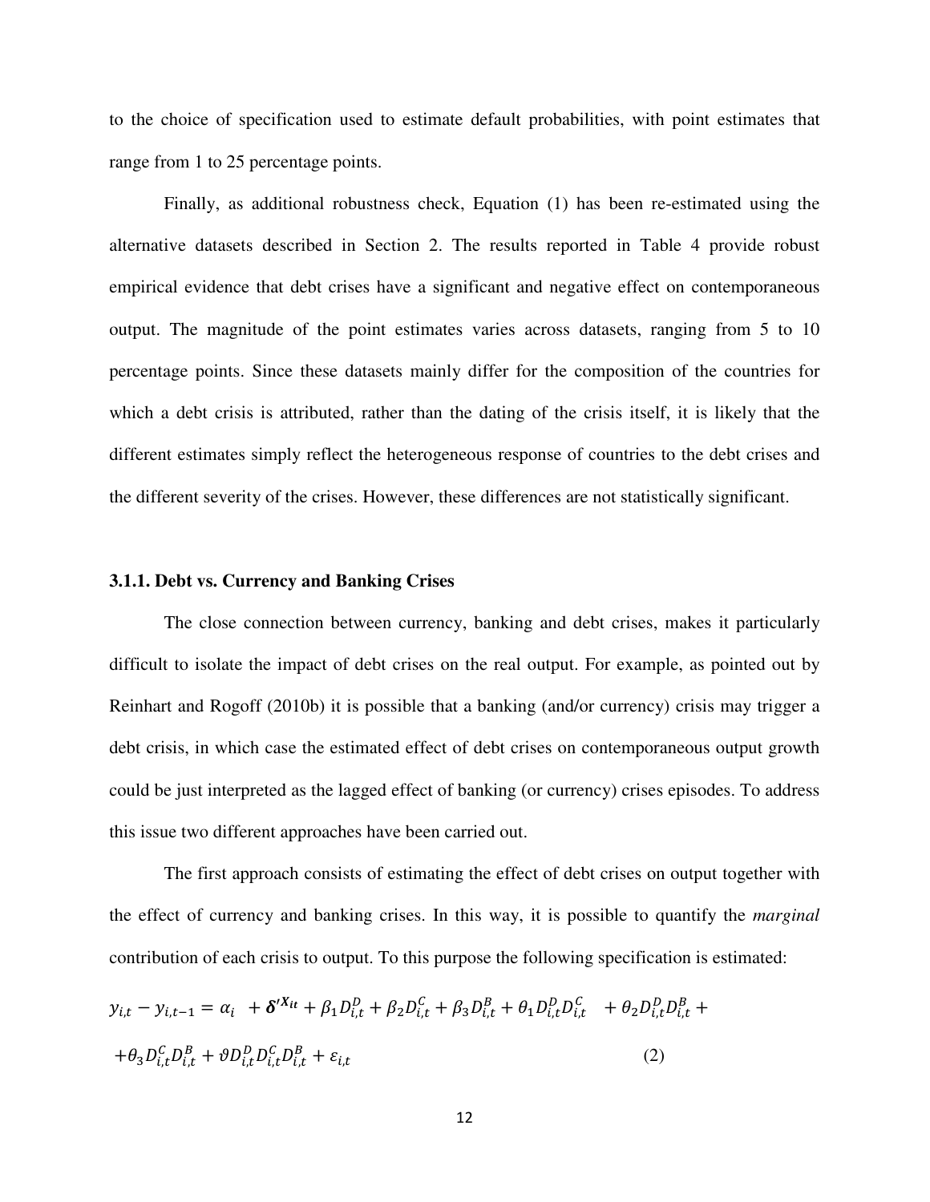to the choice of specification used to estimate default probabilities, with point estimates that range from 1 to 25 percentage points.

Finally, as additional robustness check, Equation (1) has been re-estimated using the alternative datasets described in Section 2. The results reported in Table 4 provide robust empirical evidence that debt crises have a significant and negative effect on contemporaneous output. The magnitude of the point estimates varies across datasets, ranging from 5 to 10 percentage points. Since these datasets mainly differ for the composition of the countries for which a debt crisis is attributed, rather than the dating of the crisis itself, it is likely that the different estimates simply reflect the heterogeneous response of countries to the debt crises and the different severity of the crises. However, these differences are not statistically significant.

### 3.1.1. Debt vs. Currency and Banking Crises

The close connection between currency, banking and debt crises, makes it particularly difficult to isolate the impact of debt crises on the real output. For example, as pointed out by Reinhart and Rogoff (2010b) it is possible that a banking (and/or currency) crisis may trigger a debt crisis, in which case the estimated effect of debt crises on contemporaneous output growth could be just interpreted as the lagged effect of banking (or currency) crises episodes. To address this issue two different approaches have been carried out.

The first approach consists of estimating the effect of debt crises on output together with the effect of currency and banking crises. In this way, it is possible to quantify the *marginal* contribution of each crisis to output. To this purpose the following specification is estimated:

$$y_{i,t} - y_{i,t-1} = \alpha_i \; + \boldsymbol{\delta}'^{X_{it}} + \beta_1 D_{i,t}^{D} + \beta_2 D_{i,t}^{C} + \beta_3 D_{i,t}^{B} + \theta_1 D_{i,t}^{D} D_{i,t}^{C} \; + \theta_2 D_{i,t}^{D} D_{i,t}^{B} + \\ + \theta_3 D_{i,t}^{C} D_{i,t}^{B} + \vartheta D_{i,t}^{D} D_{i,t}^{C} D_{i,t}^{B} + \varepsilon_{i,t} \qquad (2)$$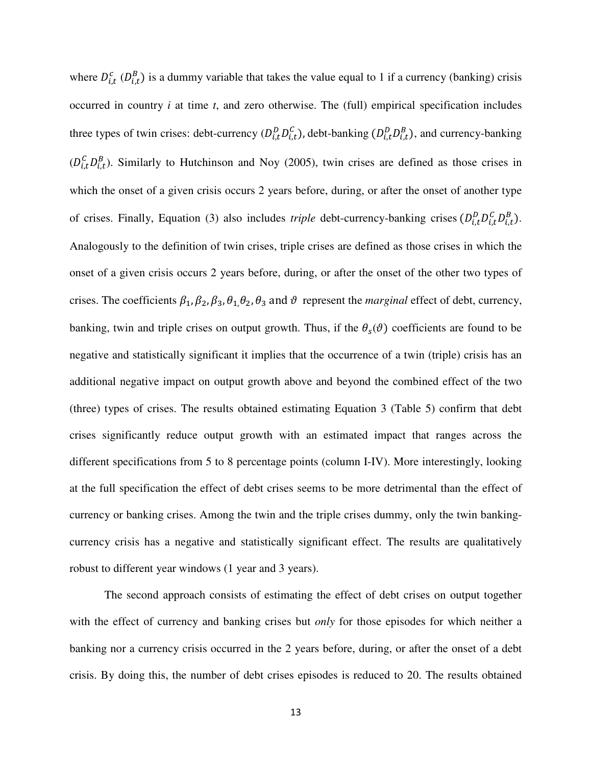where $D_{i,t}^{c}$ ($D_{i,t}^{B}$) is a dummy variable that takes the value equal to 1 if a currency (banking) crisis occurred in country *i* at time *t*, and zero otherwise. The (full) empirical specification includes three types of twin crises: debt-currency ($D_{i,t}^{D}D_{i,t}^{C}$), debt-banking ($D_{i,t}^{D}D_{i,t}^{B}$), and currency-banking ($D_{i,t}^{C}D_{i,t}^{B}$). Similarly to Hutchinson and Noy (2005), twin crises are defined as those crises in which the onset of a given crisis occurs 2 years before, during, or after the onset of another type of crises. Finally, Equation (3) also includes *triple* debt-currency-banking crises ($D_{i,t}^{D}D_{i,t}^{C}D_{i,t}^{B}$). Analogously to the definition of twin crises, triple crises are defined as those crises in which the onset of a given crisis occurs 2 years before, during, or after the onset of the other two types of crises. The coefficients $\beta_1, \beta_2, \beta_3, \theta_1, \theta_2, \theta_3$ and $\vartheta$ represent the *marginal* effect of debt, currency, banking, twin and triple crises on output growth. Thus, if the $\theta_s(\vartheta)$ coefficients are found to be negative and statistically significant it implies that the occurrence of a twin (triple) crisis has an additional negative impact on output growth above and beyond the combined effect of the two (three) types of crises. The results obtained estimating Equation 3 (Table 5) confirm that debt crises significantly reduce output growth with an estimated impact that ranges across the different specifications from 5 to 8 percentage points (column I-IV). More interestingly, looking at the full specification the effect of debt crises seems to be more detrimental than the effect of currency or banking crises. Among the twin and the triple crises dummy, only the twin banking-currency crisis has a negative and statistically significant effect. The results are qualitatively robust to different year windows (1 year and 3 years).

The second approach consists of estimating the effect of debt crises on output together with the effect of currency and banking crises but *only* for those episodes for which neither a banking nor a currency crisis occurred in the 2 years before, during, or after the onset of a debt crisis. By doing this, the number of debt crises episodes is reduced to 20. The results obtained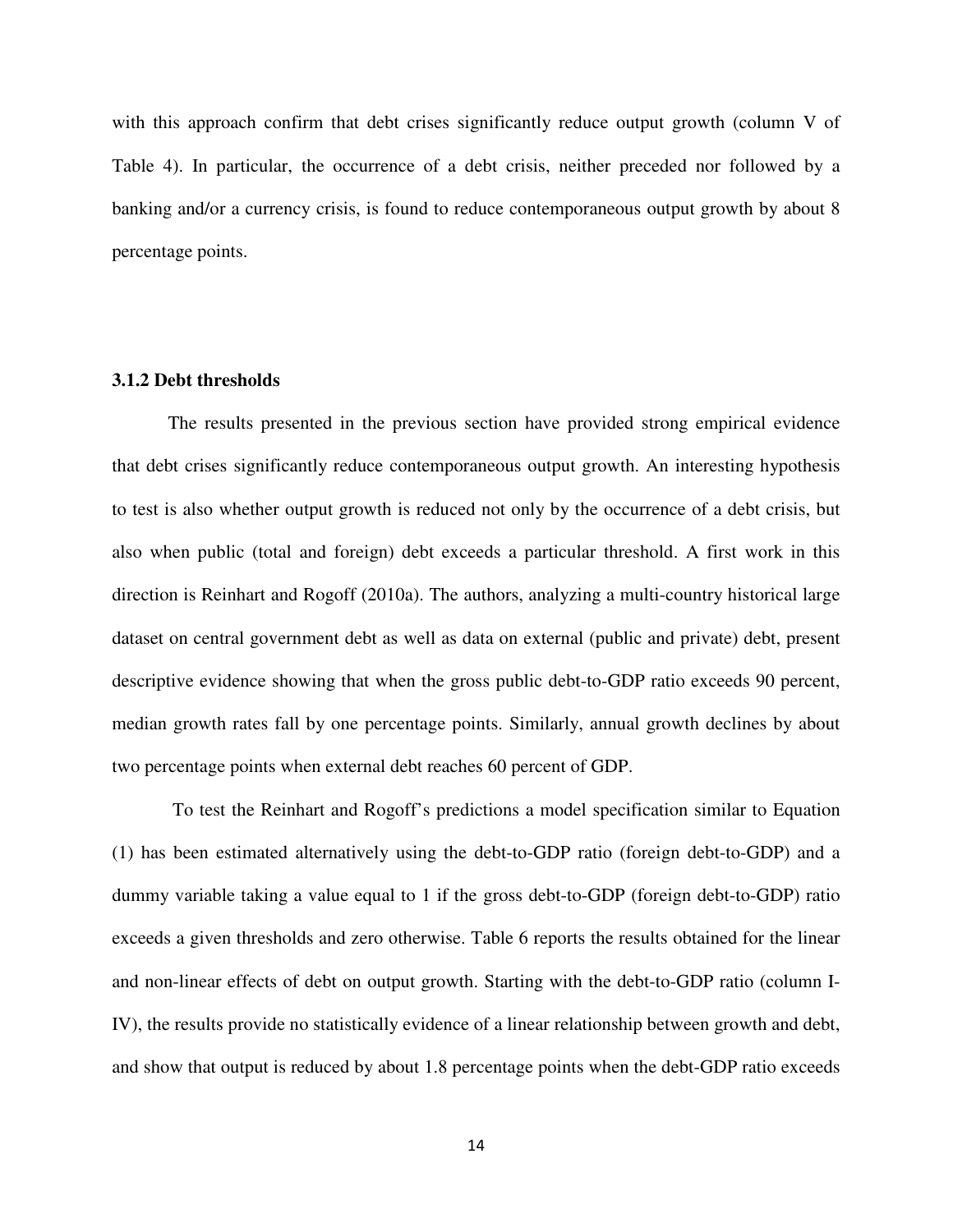with this approach confirm that debt crises significantly reduce output growth (column V of Table 4). In particular, the occurrence of a debt crisis, neither preceded nor followed by a banking and/or a currency crisis, is found to reduce contemporaneous output growth by about 8 percentage points.

### 3.1.2 Debt thresholds

The results presented in the previous section have provided strong empirical evidence that debt crises significantly reduce contemporaneous output growth. An interesting hypothesis to test is also whether output growth is reduced not only by the occurrence of a debt crisis, but also when public (total and foreign) debt exceeds a particular threshold. A first work in this direction is Reinhart and Rogoff (2010a). The authors, analyzing a multi-country historical large dataset on central government debt as well as data on external (public and private) debt, present descriptive evidence showing that when the gross public debt-to-GDP ratio exceeds 90 percent, median growth rates fall by one percentage points. Similarly, annual growth declines by about two percentage points when external debt reaches 60 percent of GDP.

To test the Reinhart and Rogoff's predictions a model specification similar to Equation (1) has been estimated alternatively using the debt-to-GDP ratio (foreign debt-to-GDP) and a dummy variable taking a value equal to 1 if the gross debt-to-GDP (foreign debt-to-GDP) ratio exceeds a given thresholds and zero otherwise. Table 6 reports the results obtained for the linear and non-linear effects of debt on output growth. Starting with the debt-to-GDP ratio (column I-IV), the results provide no statistically evidence of a linear relationship between growth and debt, and show that output is reduced by about 1.8 percentage points when the debt-GDP ratio exceeds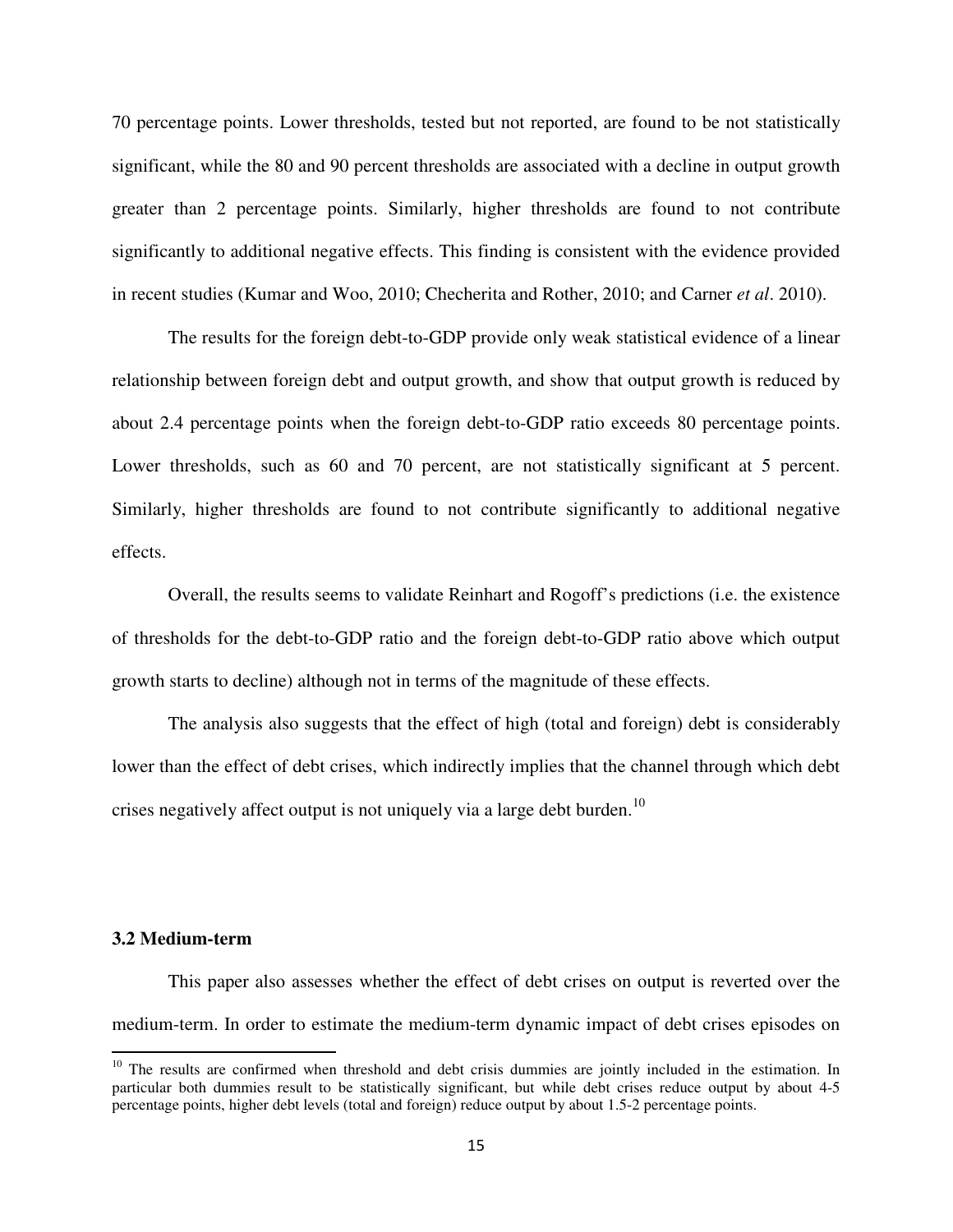70 percentage points. Lower thresholds, tested but not reported, are found to be not statistically significant, while the 80 and 90 percent thresholds are associated with a decline in output growth greater than 2 percentage points. Similarly, higher thresholds are found to not contribute significantly to additional negative effects. This finding is consistent with the evidence provided in recent studies (Kumar and Woo, 2010; Checherita and Rother, 2010; and Carner *et al*. 2010).

The results for the foreign debt-to-GDP provide only weak statistical evidence of a linear relationship between foreign debt and output growth, and show that output growth is reduced by about 2.4 percentage points when the foreign debt-to-GDP ratio exceeds 80 percentage points. Lower thresholds, such as 60 and 70 percent, are not statistically significant at 5 percent. Similarly, higher thresholds are found to not contribute significantly to additional negative effects.

Overall, the results seems to validate Reinhart and Rogoff's predictions (i.e. the existence of thresholds for the debt-to-GDP ratio and the foreign debt-to-GDP ratio above which output growth starts to decline) although not in terms of the magnitude of these effects.

The analysis also suggests that the effect of high (total and foreign) debt is considerably lower than the effect of debt crises, which indirectly implies that the channel through which debt crises negatively affect output is not uniquely via a large debt burden.[10]

### 3.2 Medium-term

This paper also assesses whether the effect of debt crises on output is reverted over the medium-term. In order to estimate the medium-term dynamic impact of debt crises episodes on

---

[10] The results are confirmed when threshold and debt crisis dummies are jointly included in the estimation. In particular both dummies result to be statistically significant, but while debt crises reduce output by about 4-5 percentage points, higher debt levels (total and foreign) reduce output by about 1.5-2 percentage points.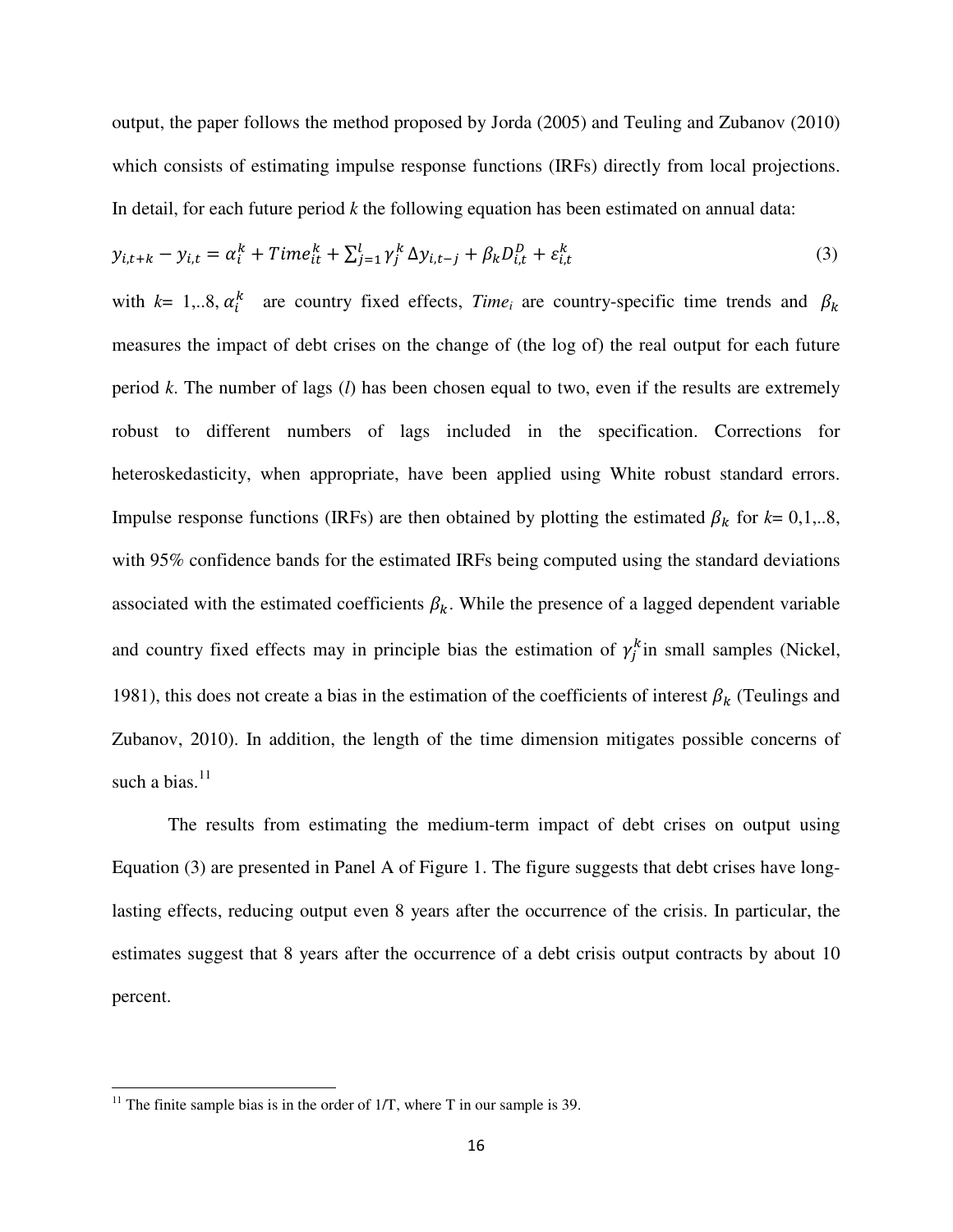output, the paper follows the method proposed by Jorda (2005) and Teuling and Zubanov (2010) which consists of estimating impulse response functions (IRFs) directly from local projections. In detail, for each future period *k* the following equation has been estimated on annual data:

$$y_{i,t+k} - y_{i,t} = \alpha_i^k + Time_{it}^k + \sum_{j=1}^{l} \gamma_j^k \Delta y_{i,t-j} + \beta_k D_{i,t}^D + \varepsilon_{i,t}^k \tag{3}$$

with $k$= 1,..8, $\alpha_i^k$ are country fixed effects, $Time_i$ are country-specific time trends and $\beta_k$ measures the impact of debt crises on the change of (the log of) the real output for each future period $k$. The number of lags ($l$) has been chosen equal to two, even if the results are extremely robust to different numbers of lags included in the specification. Corrections for heteroskedasticity, when appropriate, have been applied using White robust standard errors. Impulse response functions (IRFs) are then obtained by plotting the estimated $\beta_k$ for $k$= 0,1,..8, with 95% confidence bands for the estimated IRFs being computed using the standard deviations associated with the estimated coefficients $\beta_k$. While the presence of a lagged dependent variable and country fixed effects may in principle bias the estimation of $\gamma_j^k$ in small samples (Nickel, 1981), this does not create a bias in the estimation of the coefficients of interest $\beta_k$ (Teulings and Zubanov, 2010). In addition, the length of the time dimension mitigates possible concerns of such a bias.[11]

The results from estimating the medium-term impact of debt crises on output using Equation (3) are presented in Panel A of Figure 1. The figure suggests that debt crises have long-lasting effects, reducing output even 8 years after the occurrence of the crisis. In particular, the estimates suggest that 8 years after the occurrence of a debt crisis output contracts by about 10 percent.

[11] The finite sample bias is in the order of 1/T, where T in our sample is 39.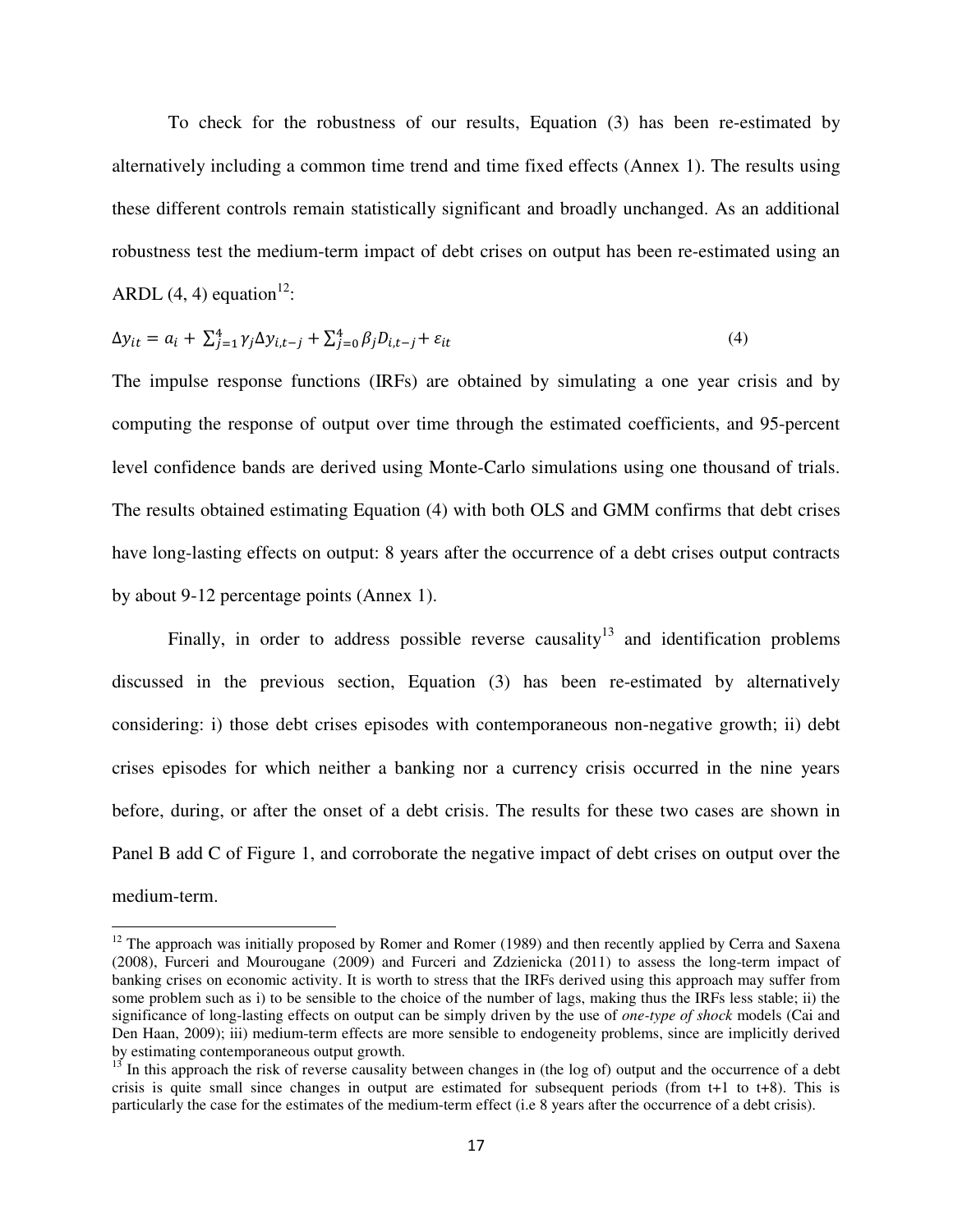To check for the robustness of our results, Equation (3) has been re-estimated by alternatively including a common time trend and time fixed effects (Annex 1). The results using these different controls remain statistically significant and broadly unchanged. As an additional robustness test the medium-term impact of debt crises on output has been re-estimated using an ARDL (4, 4) equation[12]:

$$\Delta y_{it} = a_i + \sum_{j=1}^{4} \gamma_j \Delta y_{i,t-j} + \sum_{j=0}^{4} \beta_j D_{i,t-j} + \varepsilon_{it} \tag{4}$$

The impulse response functions (IRFs) are obtained by simulating a one year crisis and by computing the response of output over time through the estimated coefficients, and 95-percent level confidence bands are derived using Monte-Carlo simulations using one thousand of trials. The results obtained estimating Equation (4) with both OLS and GMM confirms that debt crises have long-lasting effects on output: 8 years after the occurrence of a debt crises output contracts by about 9-12 percentage points (Annex 1).

Finally, in order to address possible reverse causality[13] and identification problems discussed in the previous section, Equation (3) has been re-estimated by alternatively considering: i) those debt crises episodes with contemporaneous non-negative growth; ii) debt crises episodes for which neither a banking nor a currency crisis occurred in the nine years before, during, or after the onset of a debt crisis. The results for these two cases are shown in Panel B add C of Figure 1, and corroborate the negative impact of debt crises on output over the medium-term.

---

[12] The approach was initially proposed by Romer and Romer (1989) and then recently applied by Cerra and Saxena (2008), Furceri and Mourougane (2009) and Furceri and Zdzienicka (2011) to assess the long-term impact of banking crises on economic activity. It is worth to stress that the IRFs derived using this approach may suffer from some problem such as i) to be sensible to the choice of the number of lags, making thus the IRFs less stable; ii) the significance of long-lasting effects on output can be simply driven by the use of *one-type of shock* models (Cai and Den Haan, 2009); iii) medium-term effects are more sensible to endogeneity problems, since are implicitly derived by estimating contemporaneous output growth.

[13] In this approach the risk of reverse causality between changes in (the log of) output and the occurrence of a debt crisis is quite small since changes in output are estimated for subsequent periods (from t+1 to t+8). This is particularly the case for the estimates of the medium-term effect (i.e 8 years after the occurrence of a debt crisis).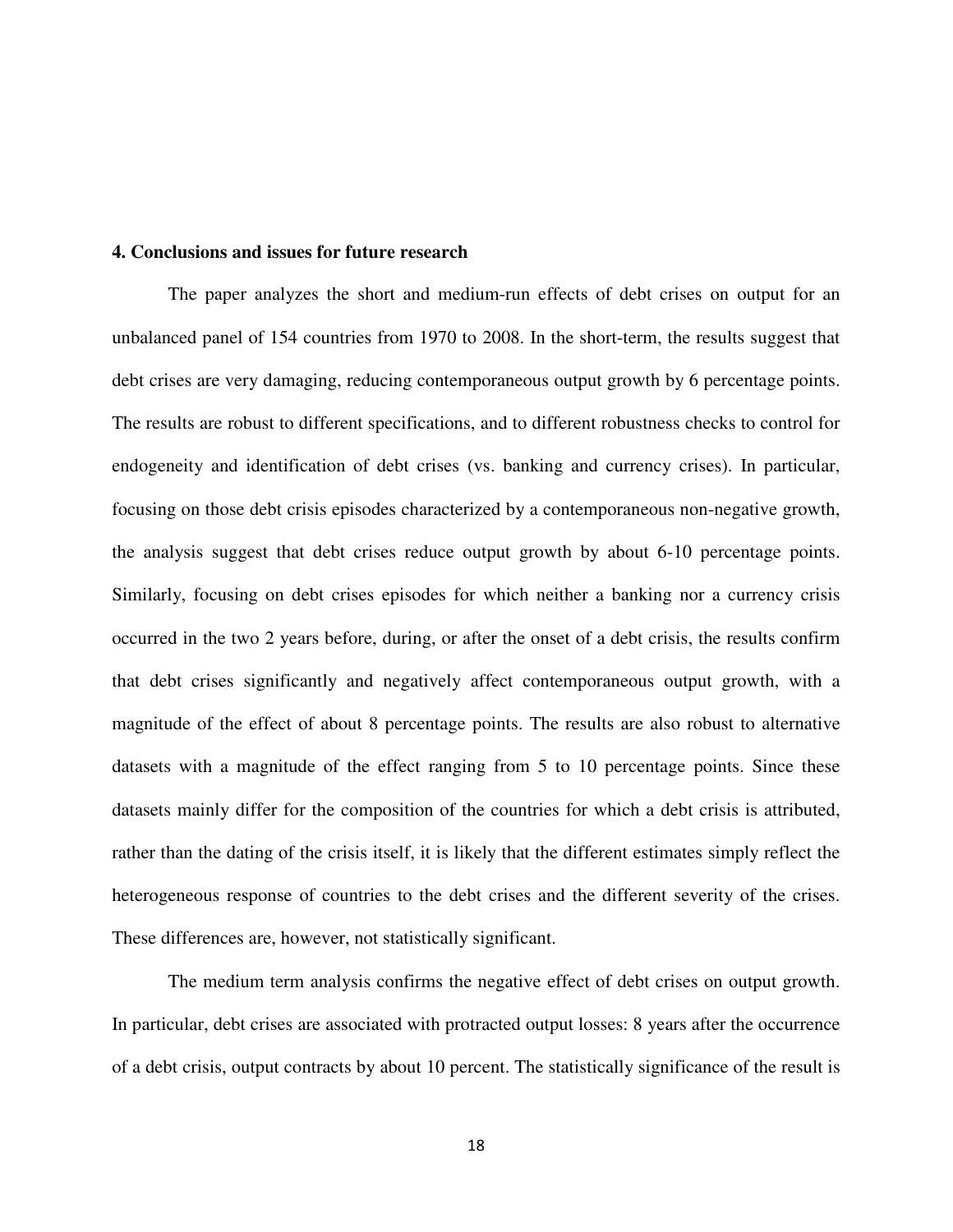## 4. Conclusions and issues for future research

The paper analyzes the short and medium-run effects of debt crises on output for an unbalanced panel of 154 countries from 1970 to 2008. In the short-term, the results suggest that debt crises are very damaging, reducing contemporaneous output growth by 6 percentage points. The results are robust to different specifications, and to different robustness checks to control for endogeneity and identification of debt crises (vs. banking and currency crises). In particular, focusing on those debt crisis episodes characterized by a contemporaneous non-negative growth, the analysis suggest that debt crises reduce output growth by about 6-10 percentage points. Similarly, focusing on debt crises episodes for which neither a banking nor a currency crisis occurred in the two 2 years before, during, or after the onset of a debt crisis, the results confirm that debt crises significantly and negatively affect contemporaneous output growth, with a magnitude of the effect of about 8 percentage points. The results are also robust to alternative datasets with a magnitude of the effect ranging from 5 to 10 percentage points. Since these datasets mainly differ for the composition of the countries for which a debt crisis is attributed, rather than the dating of the crisis itself, it is likely that the different estimates simply reflect the heterogeneous response of countries to the debt crises and the different severity of the crises. These differences are, however, not statistically significant.

The medium term analysis confirms the negative effect of debt crises on output growth. In particular, debt crises are associated with protracted output losses: 8 years after the occurrence of a debt crisis, output contracts by about 10 percent. The statistically significance of the result is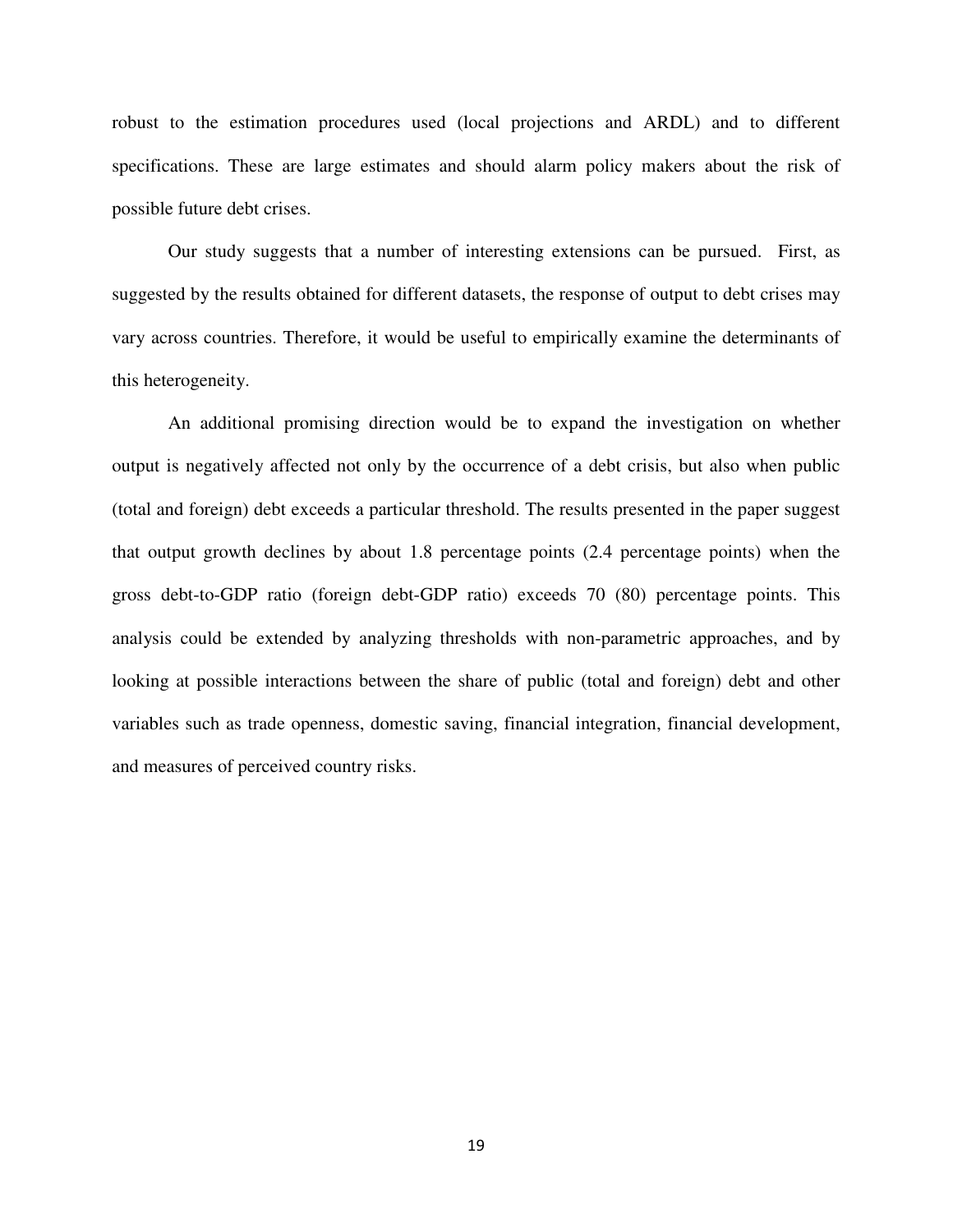robust to the estimation procedures used (local projections and ARDL) and to different specifications. These are large estimates and should alarm policy makers about the risk of possible future debt crises.

Our study suggests that a number of interesting extensions can be pursued. First, as suggested by the results obtained for different datasets, the response of output to debt crises may vary across countries. Therefore, it would be useful to empirically examine the determinants of this heterogeneity.

An additional promising direction would be to expand the investigation on whether output is negatively affected not only by the occurrence of a debt crisis, but also when public (total and foreign) debt exceeds a particular threshold. The results presented in the paper suggest that output growth declines by about 1.8 percentage points (2.4 percentage points) when the gross debt-to-GDP ratio (foreign debt-GDP ratio) exceeds 70 (80) percentage points. This analysis could be extended by analyzing thresholds with non-parametric approaches, and by looking at possible interactions between the share of public (total and foreign) debt and other variables such as trade openness, domestic saving, financial integration, financial development, and measures of perceived country risks.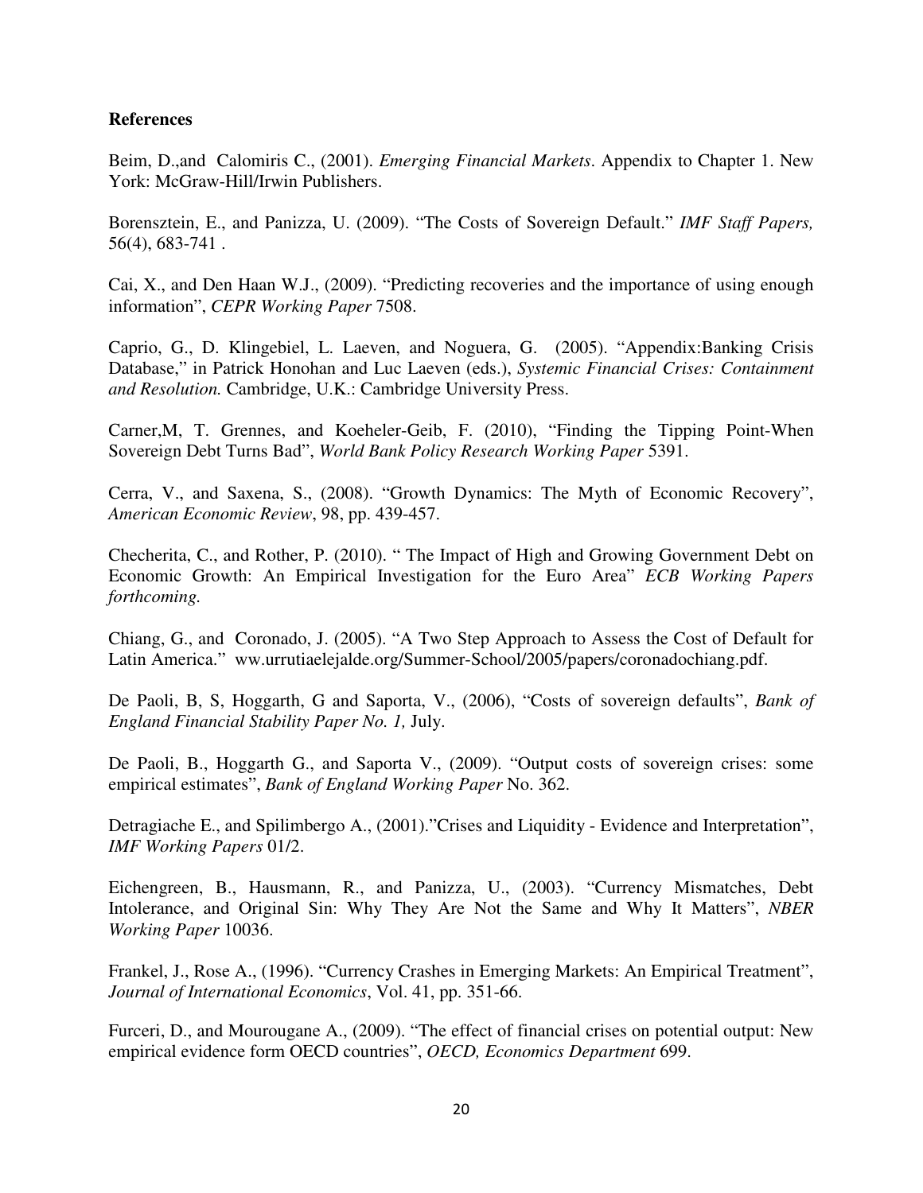**References**

Beim, D.,and Calomiris C., (2001). *Emerging Financial Markets*. Appendix to Chapter 1. New York: McGraw-Hill/Irwin Publishers.

Borensztein, E., and Panizza, U. (2009). "The Costs of Sovereign Default." *IMF Staff Papers,* 56(4), 683-741 .

Cai, X., and Den Haan W.J., (2009). "Predicting recoveries and the importance of using enough information", *CEPR Working Paper* 7508.

Caprio, G., D. Klingebiel, L. Laeven, and Noguera, G. (2005). "Appendix:Banking Crisis Database," in Patrick Honohan and Luc Laeven (eds.), *Systemic Financial Crises: Containment and Resolution.* Cambridge, U.K.: Cambridge University Press.

Carner,M, T. Grennes, and Koeheler-Geib, F. (2010), "Finding the Tipping Point-When Sovereign Debt Turns Bad", *World Bank Policy Research Working Paper* 5391.

Cerra, V., and Saxena, S., (2008). "Growth Dynamics: The Myth of Economic Recovery", *American Economic Review*, 98, pp. 439-457.

Checherita, C., and Rother, P. (2010). " The Impact of High and Growing Government Debt on Economic Growth: An Empirical Investigation for the Euro Area" *ECB Working Papers forthcoming.*

Chiang, G., and Coronado, J. (2005). "A Two Step Approach to Assess the Cost of Default for Latin America." ww.urrutiaelejalde.org/Summer-School/2005/papers/coronadochiang.pdf.

De Paoli, B, S, Hoggarth, G and Saporta, V., (2006), "Costs of sovereign defaults", *Bank of England Financial Stability Paper No. 1,* July.

De Paoli, B., Hoggarth G., and Saporta V., (2009). "Output costs of sovereign crises: some empirical estimates", *Bank of England Working Paper* No. 362.

Detragiache E., and Spilimbergo A., (2001)."Crises and Liquidity - Evidence and Interpretation", *IMF Working Papers* 01/2.

Eichengreen, B., Hausmann, R., and Panizza, U., (2003). "Currency Mismatches, Debt Intolerance, and Original Sin: Why They Are Not the Same and Why It Matters", *NBER Working Paper* 10036.

Frankel, J., Rose A., (1996). "Currency Crashes in Emerging Markets: An Empirical Treatment", *Journal of International Economics*, Vol. 41, pp. 351-66.

Furceri, D., and Mourougane A., (2009). "The effect of financial crises on potential output: New empirical evidence form OECD countries", *OECD, Economics Department* 699.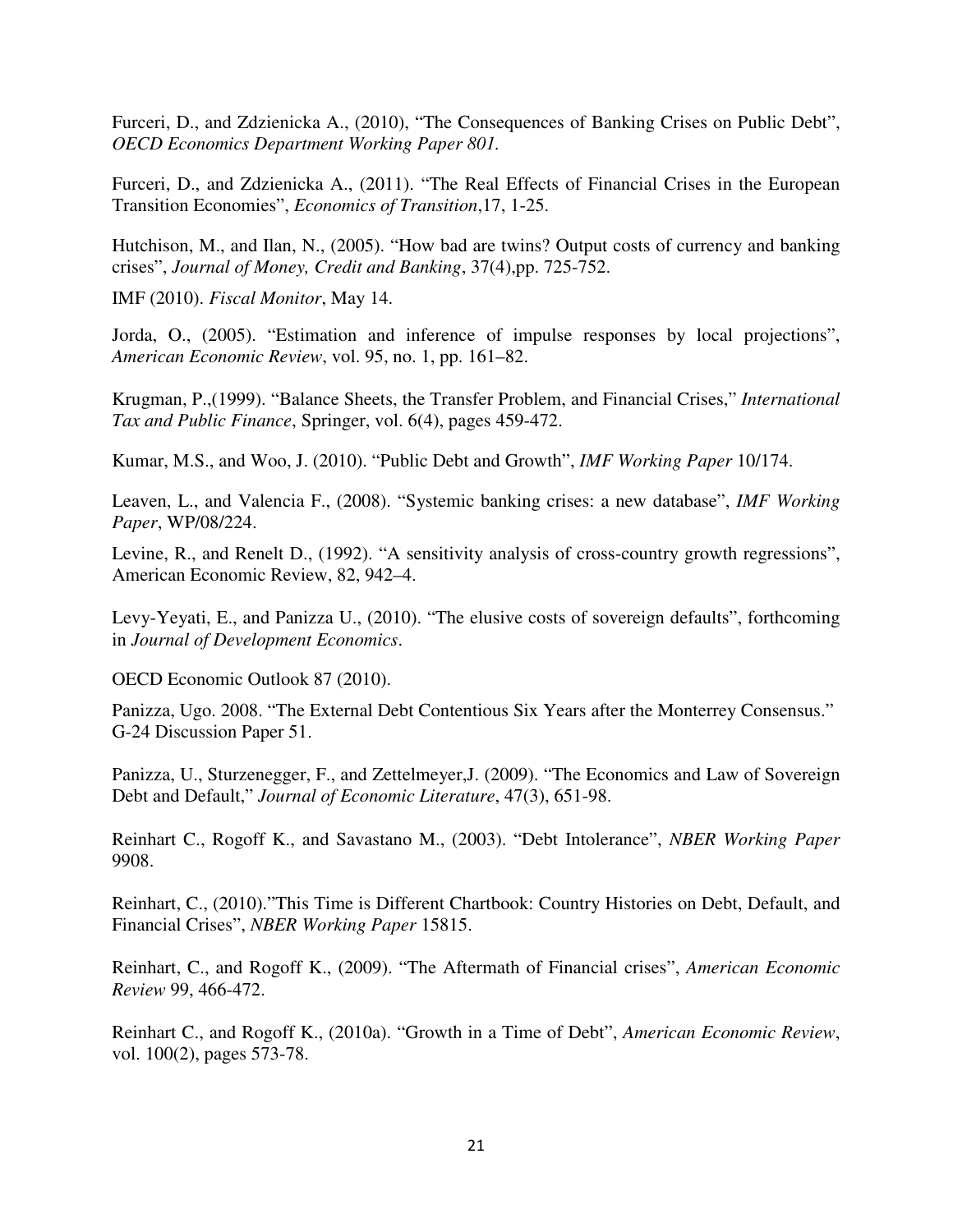Furceri, D., and Zdzienicka A., (2010), “The Consequences of Banking Crises on Public Debt”, *OECD Economics Department Working Paper 801.*

Furceri, D., and Zdzienicka A., (2011). “The Real Effects of Financial Crises in the European Transition Economies”, *Economics of Transition*,17, 1-25.

Hutchison, M., and Ilan, N., (2005). “How bad are twins? Output costs of currency and banking crises”, *Journal of Money, Credit and Banking*, 37(4),pp. 725-752.

IMF (2010). *Fiscal Monitor*, May 14.

Jorda, O., (2005). “Estimation and inference of impulse responses by local projections”, *American Economic Review*, vol. 95, no. 1, pp. 161–82.

Krugman, P.,(1999). “Balance Sheets, the Transfer Problem, and Financial Crises,” *International Tax and Public Finance*, Springer, vol. 6(4), pages 459-472.

Kumar, M.S., and Woo, J. (2010). “Public Debt and Growth”, *IMF Working Paper* 10/174.

Leaven, L., and Valencia F., (2008). “Systemic banking crises: a new database”, *IMF Working Paper*, WP/08/224.

Levine, R., and Renelt D., (1992). “A sensitivity analysis of cross-country growth regressions”, American Economic Review, 82, 942–4.

Levy-Yeyati, E., and Panizza U., (2010). “The elusive costs of sovereign defaults”, forthcoming in *Journal of Development Economics*.

OECD Economic Outlook 87 (2010).

Panizza, Ugo. 2008. “The External Debt Contentious Six Years after the Monterrey Consensus.” G-24 Discussion Paper 51.

Panizza, U., Sturzenegger, F., and Zettelmeyer,J. (2009). “The Economics and Law of Sovereign Debt and Default,” *Journal of Economic Literature*, 47(3), 651-98.

Reinhart C., Rogoff K., and Savastano M., (2003). “Debt Intolerance”, *NBER Working Paper* 9908.

Reinhart, C., (2010).”This Time is Different Chartbook: Country Histories on Debt, Default, and Financial Crises”, *NBER Working Paper* 15815.

Reinhart, C., and Rogoff K., (2009). “The Aftermath of Financial crises”, *American Economic Review* 99, 466-472.

Reinhart C., and Rogoff K., (2010a). “Growth in a Time of Debt”, *American Economic Review*, vol. 100(2), pages 573-78.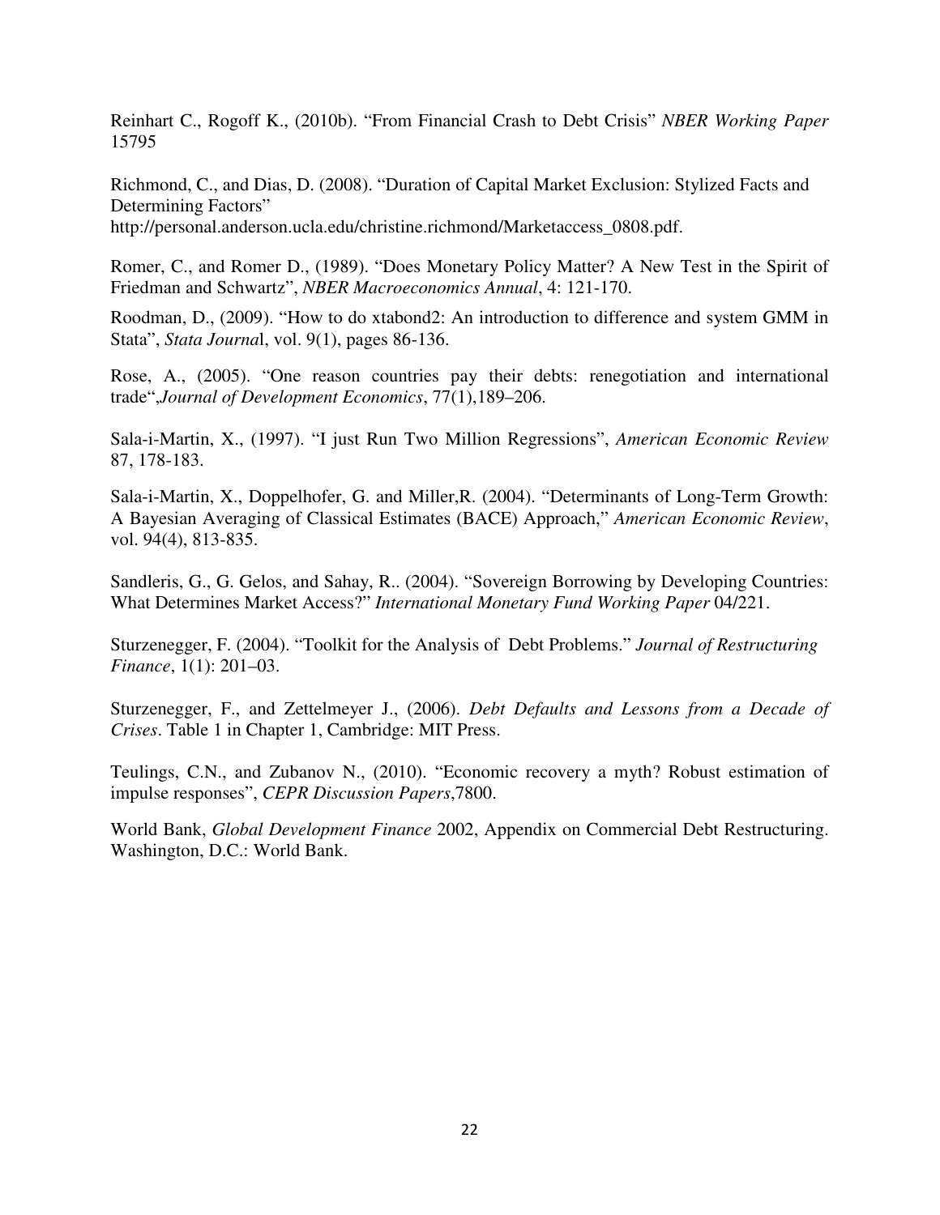Reinhart C., Rogoff K., (2010b). "From Financial Crash to Debt Crisis" *NBER Working Paper* 15795

Richmond, C., and Dias, D. (2008). "Duration of Capital Market Exclusion: Stylized Facts and Determining Factors" http://personal.anderson.ucla.edu/christine.richmond/Marketaccess_0808.pdf.

Romer, C., and Romer D., (1989). "Does Monetary Policy Matter? A New Test in the Spirit of Friedman and Schwartz", *NBER Macroeconomics Annual*, 4: 121-170.

Roodman, D., (2009). "How to do xtabond2: An introduction to difference and system GMM in Stata", *Stata Journa*l, vol. 9(1), pages 86-136.

Rose, A., (2005). "One reason countries pay their debts: renegotiation and international trade",*Journal of Development Economics*, 77(1),189–206.

Sala-i-Martin, X., (1997). "I just Run Two Million Regressions", *American Economic Review* 87, 178-183.

Sala-i-Martin, X., Doppelhofer, G. and Miller,R. (2004). "Determinants of Long-Term Growth: A Bayesian Averaging of Classical Estimates (BACE) Approach," *American Economic Review*, vol. 94(4), 813-835.

Sandleris, G., G. Gelos, and Sahay, R.. (2004). "Sovereign Borrowing by Developing Countries: What Determines Market Access?" *International Monetary Fund Working Paper* 04/221.

Sturzenegger, F. (2004). "Toolkit for the Analysis of Debt Problems." *Journal of Restructuring Finance*, 1(1): 201–03.

Sturzenegger, F., and Zettelmeyer J., (2006). *Debt Defaults and Lessons from a Decade of Crises*. Table 1 in Chapter 1, Cambridge: MIT Press.

Teulings, C.N., and Zubanov N., (2010). "Economic recovery a myth? Robust estimation of impulse responses", *CEPR Discussion Papers*,7800.

World Bank, *Global Development Finance* 2002, Appendix on Commercial Debt Restructuring. Washington, D.C.: World Bank.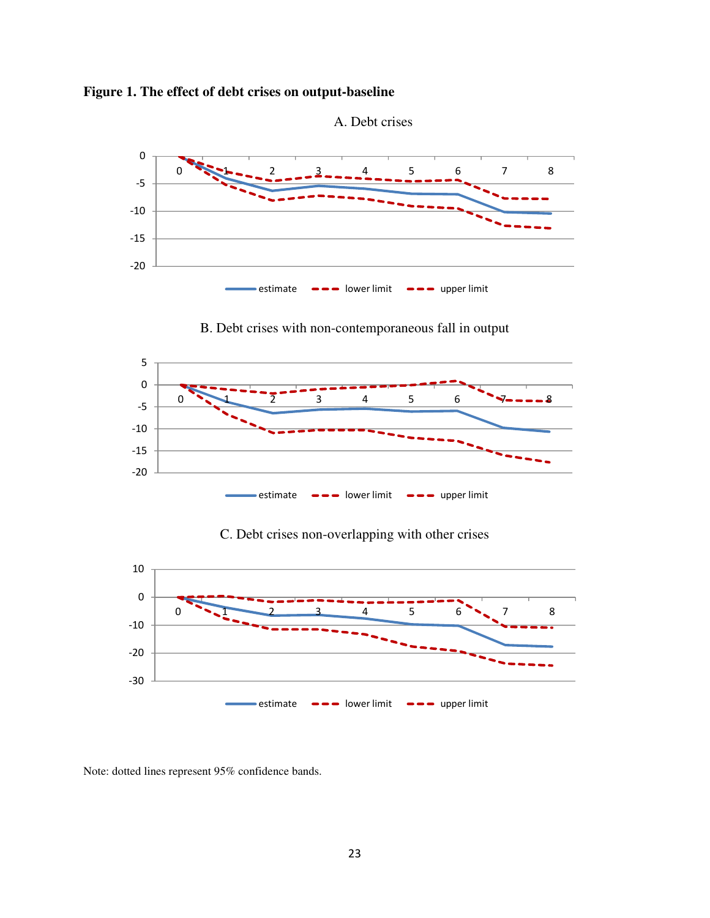**Figure 1. The effect of debt crises on output-baseline**

A. Debt crises

B. Debt crises with non-contemporaneous fall in output

C. Debt crises non-overlapping with other crises

Note: dotted lines represent 95% confidence bands.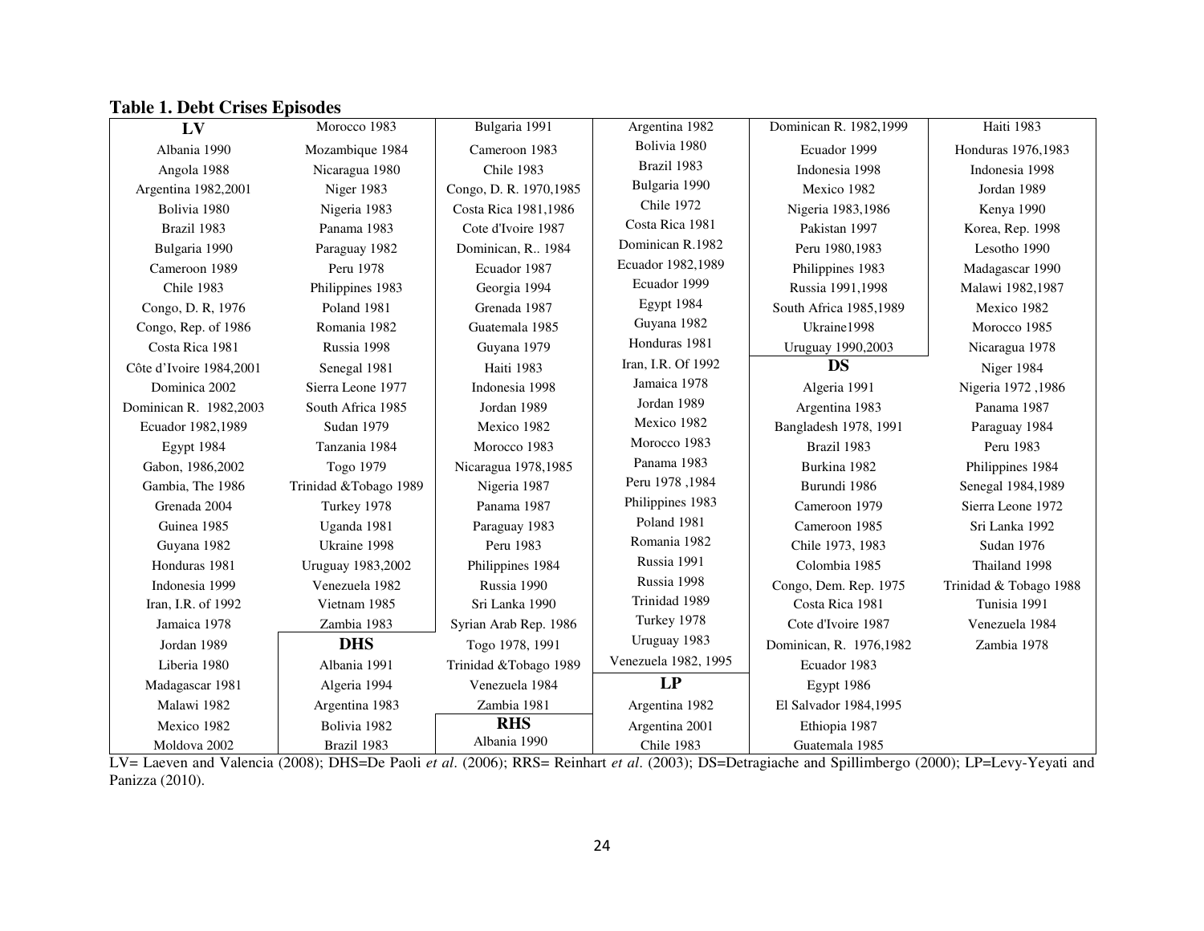**Table 1. Debt Crises Episodes**

**LV**

- Albania 1990
- Angola 1988
- Argentina 1982,2001
- Bolivia 1980
- Brazil 1983
- Bulgaria 1990
- Cameroon 1989
- Chile 1983
- Congo, D. R, 1976
- Congo, Rep. of 1986
- Costa Rica 1981
- Côte d'Ivoire 1984,2001
- Dominica 2002
- Dominican R. 1982,2003
- Ecuador 1982,1989
- Egypt 1984
- Gabon, 1986,2002
- Gambia, The 1986
- Grenada 2004
- Guinea 1985
- Guyana 1982
- Honduras 1981
- Indonesia 1999
- Iran, I.R. of 1992
- Jamaica 1978
- Jordan 1989
- Liberia 1980
- Madagascar 1981
- Malawi 1982
- Mexico 1982
- Moldova 2002
- Morocco 1983
- Mozambique 1984
- Nicaragua 1980
- Niger 1983
- Nigeria 1983
- Panama 1983
- Paraguay 1982
- Peru 1978
- Philippines 1983
- Poland 1981
- Romania 1982
- Russia 1998
- Senegal 1981
- Sierra Leone 1977
- South Africa 1985
- Sudan 1979
- Tanzania 1984
- Togo 1979
- Trinidad &Tobago 1989
- Turkey 1978
- Uganda 1981
- Ukraine 1998
- Uruguay 1983,2002
- Venezuela 1982
- Vietnam 1985
- Zambia 1983

**DHS**

- Albania 1991
- Algeria 1994
- Argentina 1983
- Bolivia 1982
- Brazil 1983
- Bulgaria 1991
- Cameroon 1983
- Chile 1983
- Congo, D. R. 1970,1985
- Costa Rica 1981,1986
- Cote d'Ivoire 1987
- Dominican, R.. 1984
- Ecuador 1987
- Georgia 1994
- Grenada 1987
- Guatemala 1985
- Guyana 1979
- Haiti 1983
- Indonesia 1998
- Jordan 1989
- Mexico 1982
- Morocco 1983
- Nicaragua 1978,1985
- Nigeria 1987
- Panama 1987
- Paraguay 1983
- Peru 1983
- Philippines 1984
- Russia 1990
- Sri Lanka 1990
- Syrian Arab Rep. 1986
- Togo 1978, 1991
- Trinidad &Tobago 1989
- Venezuela 1984
- Zambia 1981

**RHS**

- Albania 1990
- Argentina 1982
- Bolivia 1980
- Brazil 1983
- Bulgaria 1990
- Chile 1972
- Costa Rica 1981
- Dominican R.1982
- Ecuador 1982,1989
- Ecuador 1999
- Egypt 1984
- Guyana 1982
- Honduras 1981
- Iran, I.R. Of 1992
- Jamaica 1978
- Jordan 1989
- Mexico 1982
- Morocco 1983
- Panama 1983
- Peru 1978 ,1984
- Philippines 1983
- Poland 1981
- Romania 1982
- Russia 1991
- Russia 1998
- Trinidad 1989
- Turkey 1978
- Uruguay 1983
- Venezuela 1982, 1995

**LP**

- Argentina 1982
- Argentina 2001
- Chile 1983
- Dominican R. 1982,1999
- Ecuador 1999
- Indonesia 1998
- Mexico 1982
- Nigeria 1983,1986
- Pakistan 1997
- Peru 1980,1983
- Philippines 1983
- Russia 1991,1998
- South Africa 1985,1989
- Ukraine1998
- Uruguay 1990,2003

**DS**

- Algeria 1991
- Argentina 1983
- Bangladesh 1978, 1991
- Brazil 1983
- Burkina 1982
- Burundi 1986
- Cameroon 1979
- Cameroon 1985
- Chile 1973, 1983
- Colombia 1985
- Congo, Dem. Rep. 1975
- Costa Rica 1981
- Cote d'Ivoire 1987
- Dominican, R. 1976,1982
- Ecuador 1983
- Egypt 1986
- El Salvador 1984,1995
- Ethiopia 1987
- Guatemala 1985
- Haiti 1983
- Honduras 1976,1983
- Indonesia 1998
- Jordan 1989
- Kenya 1990
- Korea, Rep. 1998
- Lesotho 1990
- Madagascar 1990
- Malawi 1982,1987
- Mexico 1982
- Morocco 1985
- Nicaragua 1978
- Niger 1984
- Nigeria 1972 ,1986
- Panama 1987
- Paraguay 1984
- Peru 1983
- Philippines 1984
- Senegal 1984,1989
- Sierra Leone 1972
- Sri Lanka 1992
- Sudan 1976
- Thailand 1998
- Trinidad & Tobago 1988
- Tunisia 1991
- Venezuela 1984
- Zambia 1978

LV= Laeven and Valencia (2008); DHS=De Paoli *et al*. (2006); RRS= Reinhart *et al*. (2003); DS=Detragiache and Spillimbergo (2000); LP=Levy-Yeyati and Panizza (2010).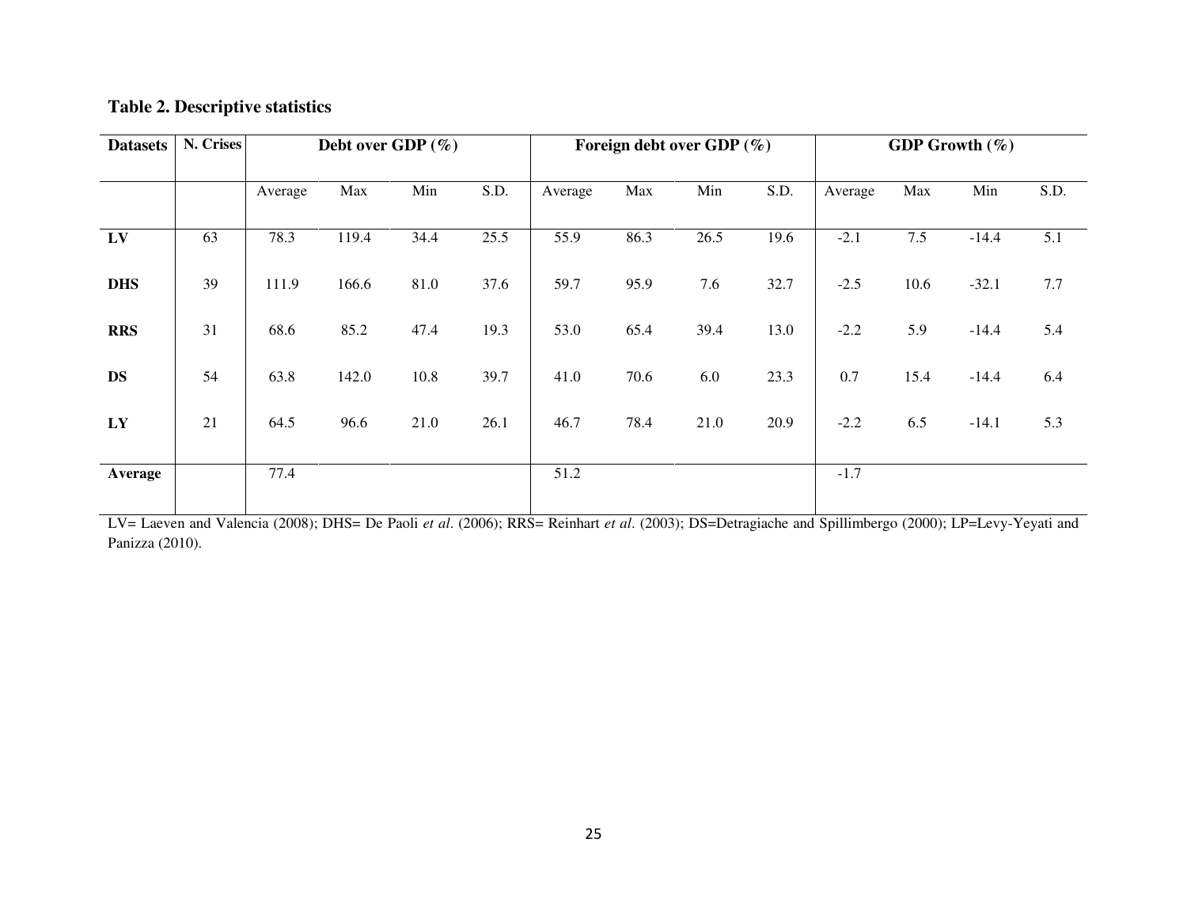**Table 2. Descriptive statistics**

| Datasets | N. Crises | Debt over GDP (%) | | | | Foreign debt over GDP (%) | | | | GDP Growth (%) | | | |
|---|---|---|---|---|---|---|---|---|---|---|---|---|---|
| | | Average | Max | Min | S.D. | Average | Max | Min | S.D. | Average | Max | Min | S.D. |
| **LV** | 63 | 78.3 | 119.4 | 34.4 | 25.5 | 55.9 | 86.3 | 26.5 | 19.6 | -2.1 | 7.5 | -14.4 | 5.1 |
| **DHS** | 39 | 111.9 | 166.6 | 81.0 | 37.6 | 59.7 | 95.9 | 7.6 | 32.7 | -2.5 | 10.6 | -32.1 | 7.7 |
| **RRS** | 31 | 68.6 | 85.2 | 47.4 | 19.3 | 53.0 | 65.4 | 39.4 | 13.0 | -2.2 | 5.9 | -14.4 | 5.4 |
| **DS** | 54 | 63.8 | 142.0 | 10.8 | 39.7 | 41.0 | 70.6 | 6.0 | 23.3 | 0.7 | 15.4 | -14.4 | 6.4 |
| **LY** | 21 | 64.5 | 96.6 | 21.0 | 26.1 | 46.7 | 78.4 | 21.0 | 20.9 | -2.2 | 6.5 | -14.1 | 5.3 |
| **Average** | | 77.4 | | | | 51.2 | | | | -1.7 | | | |

LV= Laeven and Valencia (2008); DHS= De Paoli *et al*. (2006); RRS= Reinhart *et al*. (2003); DS=Detragiache and Spillimbergo (2000); LP=Levy-Yeyati and Panizza (2010).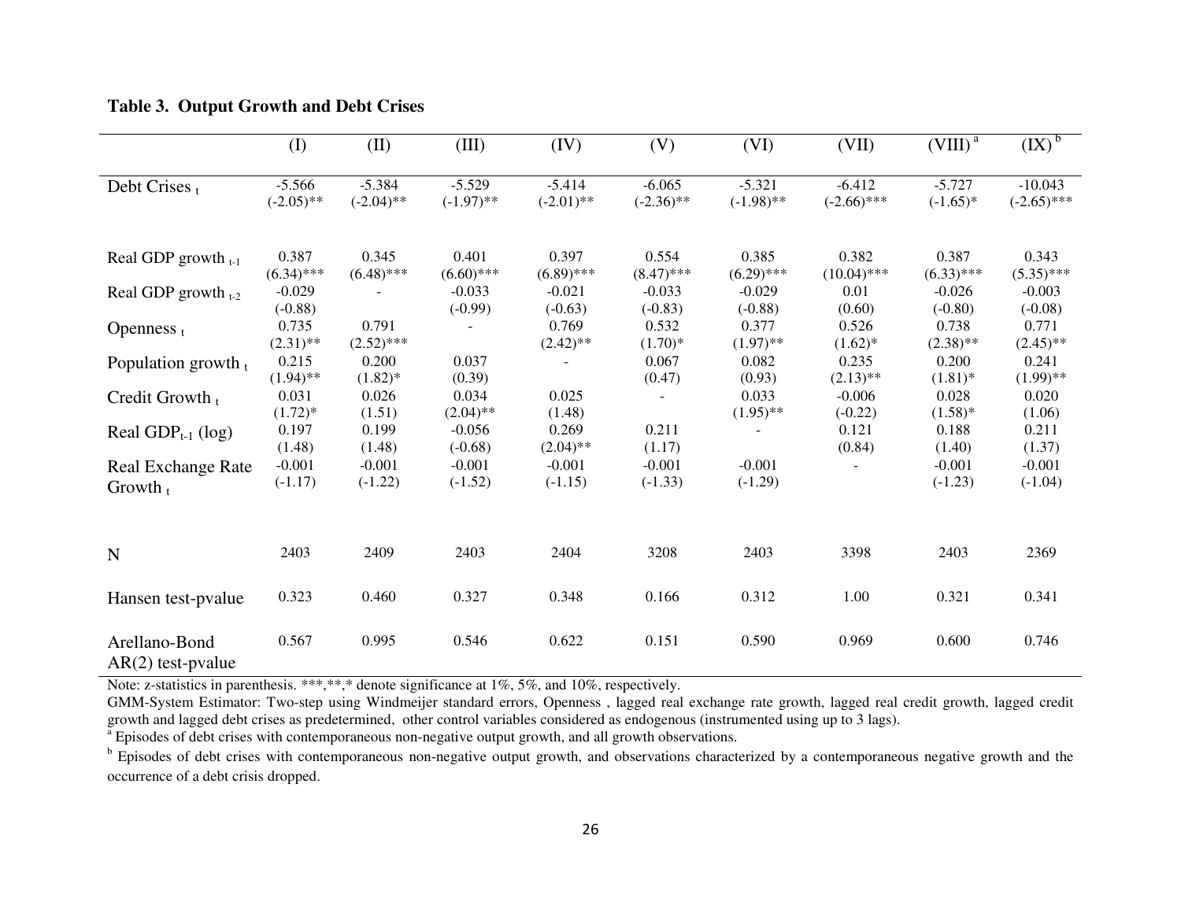**Table 3. Output Growth and Debt Crises**

| | (I) | (II) | (III) | (IV) | (V) | (VI) | (VII) | (VIII) [a] | (IX) [b] |
|---|---|---|---|---|---|---|---|---|---|
| Debt Crises $_t$ | -5.566<br>(-2.05)** | -5.384<br>(-2.04)** | -5.529<br>(-1.97)** | -5.414<br>(-2.01)** | -6.065<br>(-2.36)** | -5.321<br>(-1.98)** | -6.412<br>(-2.66)*** | -5.727<br>(-1.65)* | -10.043<br>(-2.65)*** |
| Real GDP growth $_{t-1}$ | 0.387<br>(6.34)*** | 0.345<br>(6.48)*** | 0.401<br>(6.60)*** | 0.397<br>(6.89)*** | 0.554<br>(8.47)*** | 0.385<br>(6.29)*** | 0.382<br>(10.04)*** | 0.387<br>(6.33)*** | 0.343<br>(5.35)*** |
| Real GDP growth $_{t-2}$ | -0.029<br>(-0.88) | - | -0.033<br>(-0.99) | -0.021<br>(-0.63) | -0.033<br>(-0.83) | -0.029<br>(-0.88) | 0.01<br>(0.60) | -0.026<br>(-0.80) | -0.003<br>(-0.08) |
| Openness $_t$ | 0.735<br>(2.31)** | 0.791<br>(2.52)*** | - | 0.769<br>(2.42)** | 0.532<br>(1.70)* | 0.377<br>(1.97)** | 0.526<br>(1.62)* | 0.738<br>(2.38)** | 0.771<br>(2.45)** |
| Population growth $_t$ | 0.215<br>(1.94)** | 0.200<br>(1.82)* | 0.037<br>(0.39) | - | 0.067<br>(0.47) | 0.082<br>(0.93) | 0.235<br>(2.13)** | 0.200<br>(1.81)* | 0.241<br>(1.99)** |
| Credit Growth $_t$ | 0.031<br>(1.72)* | 0.026<br>(1.51) | 0.034<br>(2.04)** | 0.025<br>(1.48) | - | 0.033<br>(1.95)** | -0.006<br>(-0.22) | 0.028<br>(1.58)* | 0.020<br>(1.06) |
| Real GDP$_{t-1}$ (log) | 0.197<br>(1.48) | 0.199<br>(1.48) | -0.056<br>(-0.68) | 0.269<br>(2.04)** | 0.211<br>(1.17) | - | 0.121<br>(0.84) | 0.188<br>(1.40) | 0.211<br>(1.37) |
| Real Exchange Rate Growth $_t$ | -0.001<br>(-1.17) | -0.001<br>(-1.22) | -0.001<br>(-1.52) | -0.001<br>(-1.15) | -0.001<br>(-1.33) | -0.001<br>(-1.29) | - | -0.001<br>(-1.23) | -0.001<br>(-1.04) |
| N | 2403 | 2409 | 2403 | 2404 | 3208 | 2403 | 3398 | 2403 | 2369 |
| Hansen test-pvalue | 0.323 | 0.460 | 0.327 | 0.348 | 0.166 | 0.312 | 1.00 | 0.321 | 0.341 |
| Arellano-Bond AR(2) test-pvalue | 0.567 | 0.995 | 0.546 | 0.622 | 0.151 | 0.590 | 0.969 | 0.600 | 0.746 |

Note: z-statistics in parenthesis. ***,**,* denote significance at 1%, 5%, and 10%, respectively.

GMM-System Estimator: Two-step using Windmeijer standard errors, Openness , lagged real exchange rate growth, lagged real credit growth, lagged credit growth and lagged debt crises as predetermined, other control variables considered as endogenous (instrumented using up to 3 lags).

[a] Episodes of debt crises with contemporaneous non-negative output growth, and all growth observations.

[b] Episodes of debt crises with contemporaneous non-negative output growth, and observations characterized by a contemporaneous negative growth and the occurrence of a debt crisis dropped.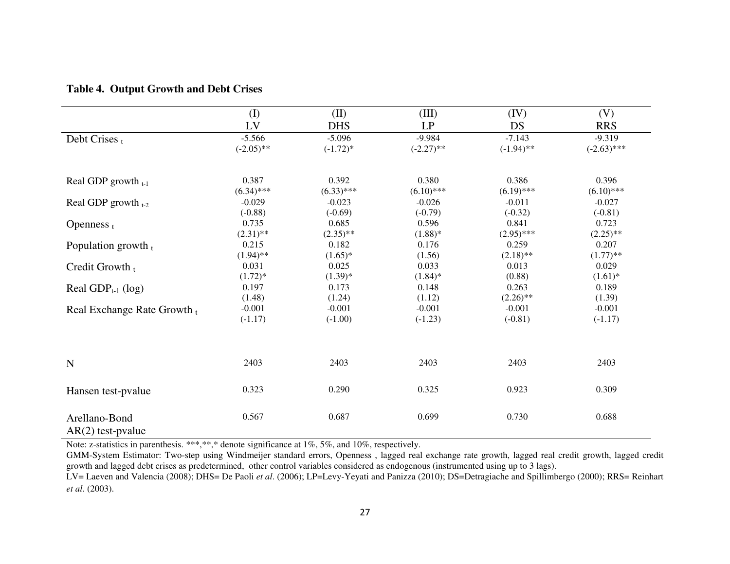**Table 4. Output Growth and Debt Crises**

| | (I) LV | (II) DHS | (III) LP | (IV) DS | (V) RRS |
|---|---|---|---|---|---|
| Debt Crises $_t$ | -5.566 | -5.096 | -9.984 | -7.143 | -9.319 |
| | (-2.05)** | (-1.72)* | (-2.27)** | (-1.94)** | (-2.63)*** |
| Real GDP growth $_{t-1}$ | 0.387 | 0.392 | 0.380 | 0.386 | 0.396 |
| | (6.34)*** | (6.33)*** | (6.10)*** | (6.19)*** | (6.10)*** |
| Real GDP growth $_{t-2}$ | -0.029 | -0.023 | -0.026 | -0.011 | -0.027 |
| | (-0.88) | (-0.69) | (-0.79) | (-0.32) | (-0.81) |
| Openness $_t$ | 0.735 | 0.685 | 0.596 | 0.841 | 0.723 |
| | (2.31)** | (2.35)** | (1.88)* | (2.95)*** | (2.25)** |
| Population growth $_t$ | 0.215 | 0.182 | 0.176 | 0.259 | 0.207 |
| | (1.94)** | (1.65)* | (1.56) | (2.18)** | (1.77)** |
| Credit Growth $_t$ | 0.031 | 0.025 | 0.033 | 0.013 | 0.029 |
| | (1.72)* | (1.39)* | (1.84)* | (0.88) | (1.61)* |
| Real GDP$_{t-1}$ (log) | 0.197 | 0.173 | 0.148 | 0.263 | 0.189 |
| | (1.48) | (1.24) | (1.12) | (2.26)** | (1.39) |
| Real Exchange Rate Growth $_t$ | -0.001 | -0.001 | -0.001 | -0.001 | -0.001 |
| | (-1.17) | (-1.00) | (-1.23) | (-0.81) | (-1.17) |
| N | 2403 | 2403 | 2403 | 2403 | 2403 |
| Hansen test-pvalue | 0.323 | 0.290 | 0.325 | 0.923 | 0.309 |
| Arellano-Bond AR(2) test-pvalue | 0.567 | 0.687 | 0.699 | 0.730 | 0.688 |

Note: z-statistics in parenthesis. ***,**,* denote significance at 1%, 5%, and 10%, respectively.

GMM-System Estimator: Two-step using Windmeijer standard errors, Openness , lagged real exchange rate growth, lagged real credit growth, lagged credit growth and lagged debt crises as predetermined, other control variables considered as endogenous (instrumented using up to 3 lags).

LV= Laeven and Valencia (2008); DHS= De Paoli *et al*. (2006); LP=Levy-Yeyati and Panizza (2010); DS=Detragiache and Spillimbergo (2000); RRS= Reinhart *et al*. (2003).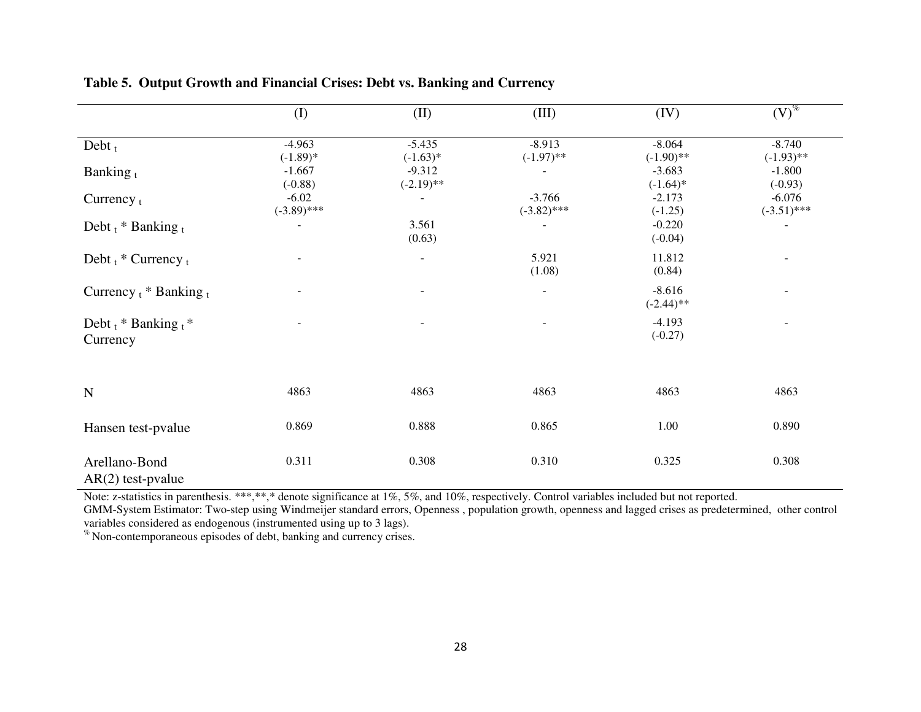**Table 5. Output Growth and Financial Crises: Debt vs. Banking and Currency**

| | (I) | (II) | (III) | (IV) | (V)[%] |
|---|---|---|---|---|---|
| Debt $_t$ | -4.963 (-1.89)* | -5.435 (-1.63)* | -8.913 (-1.97)** | -8.064 (-1.90)** | -8.740 (-1.93)** |
| Banking $_t$ | -1.667 (-0.88) | -9.312 (-2.19)** | - | -3.683 (-1.64)* | -1.800 (-0.93) |
| Currency $_t$ | -6.02 (-3.89)*** | - | -3.766 (-3.82)*** | -2.173 (-1.25) | -6.076 (-3.51)*** |
| Debt $_t$ * Banking $_t$ | - | 3.561 (0.63) | - | -0.220 (-0.04) | - |
| Debt $_t$ * Currency $_t$ | - | - | 5.921 (1.08) | 11.812 (0.84) | - |
| Currency $_t$ * Banking $_t$ | - | - | - | -8.616 (-2.44)** | - |
| Debt $_t$ * Banking $_t$ * Currency | - | - | - | -4.193 (-0.27) | - |
| N | 4863 | 4863 | 4863 | 4863 | 4863 |
| Hansen test-pvalue | 0.869 | 0.888 | 0.865 | 1.00 | 0.890 |
| Arellano-Bond AR(2) test-pvalue | 0.311 | 0.308 | 0.310 | 0.325 | 0.308 |

Note: z-statistics in parenthesis. ***,**,* denote significance at 1%, 5%, and 10%, respectively. Control variables included but not reported.
GMM-System Estimator: Two-step using Windmeijer standard errors, Openness , population growth, openness and lagged crises as predetermined, other control variables considered as endogenous (instrumented using up to 3 lags).
[%] Non-contemporaneous episodes of debt, banking and currency crises.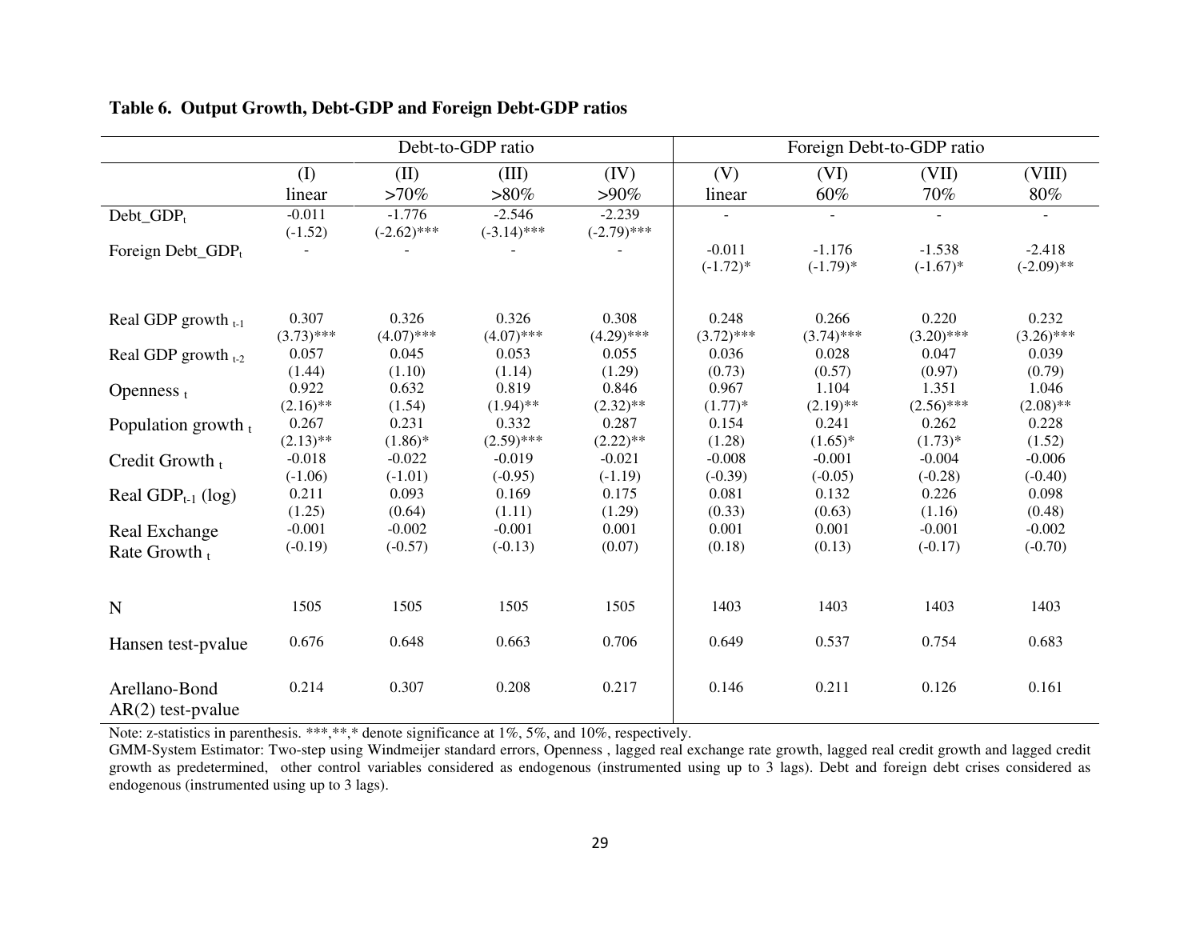**Table 6. Output Growth, Debt-GDP and Foreign Debt-GDP ratios**

| | Debt-to-GDP ratio | | | | Foreign Debt-to-GDP ratio | | | |
|---|---|---|---|---|---|---|---|---|
| | (I) linear | (II) >70% | (III) >80% | (IV) >90% | (V) linear | (VI) 60% | (VII) 70% | (VIII) 80% |
| $Debt\_GDP_t$ | -0.011 | -1.776 | -2.546 | -2.239 | - | - | - | - |
| | (-1.52) | (-2.62)*** | (-3.14)*** | (-2.79)*** | | | | |
| Foreign $Debt\_GDP_t$ | - | - | - | - | -0.011 | -1.176 | -1.538 | -2.418 |
| | | | | | (-1.72)* | (-1.79)* | (-1.67)* | (-2.09)** |
| Real GDP growth $_{t-1}$ | 0.307 | 0.326 | 0.326 | 0.308 | 0.248 | 0.266 | 0.220 | 0.232 |
| | (3.73)*** | (4.07)*** | (4.07)*** | (4.29)*** | (3.72)*** | (3.74)*** | (3.20)*** | (3.26)*** |
| Real GDP growth $_{t-2}$ | 0.057 | 0.045 | 0.053 | 0.055 | 0.036 | 0.028 | 0.047 | 0.039 |
| | (1.44) | (1.10) | (1.14) | (1.29) | (0.73) | (0.57) | (0.97) | (0.79) |
| Openness $_t$ | 0.922 | 0.632 | 0.819 | 0.846 | 0.967 | 1.104 | 1.351 | 1.046 |
| | (2.16)** | (1.54) | (1.94)** | (2.32)** | (1.77)* | (2.19)** | (2.56)*** | (2.08)** |
| Population growth $_t$ | 0.267 | 0.231 | 0.332 | 0.287 | 0.154 | 0.241 | 0.262 | 0.228 |
| | (2.13)** | (1.86)* | (2.59)*** | (2.22)** | (1.28) | (1.65)* | (1.73)* | (1.52) |
| Credit Growth $_t$ | -0.018 | -0.022 | -0.019 | -0.021 | -0.008 | -0.001 | -0.004 | -0.006 |
| | (-1.06) | (-1.01) | (-0.95) | (-1.19) | (-0.39) | (-0.05) | (-0.28) | (-0.40) |
| Real $GDP_{t-1}$ (log) | 0.211 | 0.093 | 0.169 | 0.175 | 0.081 | 0.132 | 0.226 | 0.098 |
| | (1.25) | (0.64) | (1.11) | (1.29) | (0.33) | (0.63) | (1.16) | (0.48) |
| Real Exchange Rate Growth $_t$ | -0.001 | -0.002 | -0.001 | 0.001 | 0.001 | 0.001 | -0.001 | -0.002 |
| | (-0.19) | (-0.57) | (-0.13) | (0.07) | (0.18) | (0.13) | (-0.17) | (-0.70) |
| N | 1505 | 1505 | 1505 | 1505 | 1403 | 1403 | 1403 | 1403 |
| Hansen test-pvalue | 0.676 | 0.648 | 0.663 | 0.706 | 0.649 | 0.537 | 0.754 | 0.683 |
| Arellano-Bond AR(2) test-pvalue | 0.214 | 0.307 | 0.208 | 0.217 | 0.146 | 0.211 | 0.126 | 0.161 |

Note: z-statistics in parenthesis. ***,**,* denote significance at 1%, 5%, and 10%, respectively.
GMM-System Estimator: Two-step using Windmeijer standard errors, Openness , lagged real exchange rate growth, lagged real credit growth and lagged credit growth as predetermined, other control variables considered as endogenous (instrumented using up to 3 lags). Debt and foreign debt crises considered as endogenous (instrumented using up to 3 lags).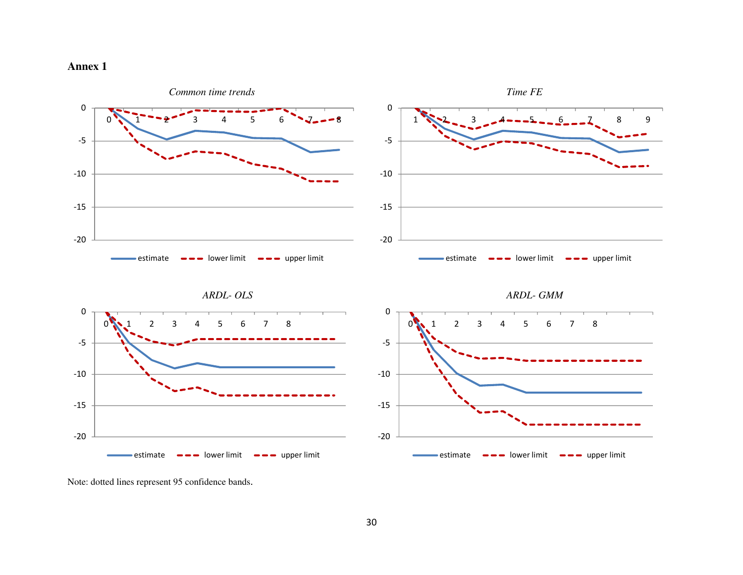# Annex 1

*Common time trends*

0
-5
-10
-15
-20

0 1 2 3 4 5 6 7 8

estimate   lower limit   upper limit

*Time FE*

0
-5
-10
-15
-20

1 2 3 4 5 6 7 8 9

estimate   lower limit   upper limit

*ARDL- OLS*

0
-5
-10
-15
-20

0 1 2 3 4 5 6 7 8

estimate   lower limit   upper limit

*ARDL- GMM*

0
-5
-10
-15
-20

0 1 2 3 4 5 6 7 8

estimate   lower limit   upper limit

Note: dotted lines represent 95 confidence bands.